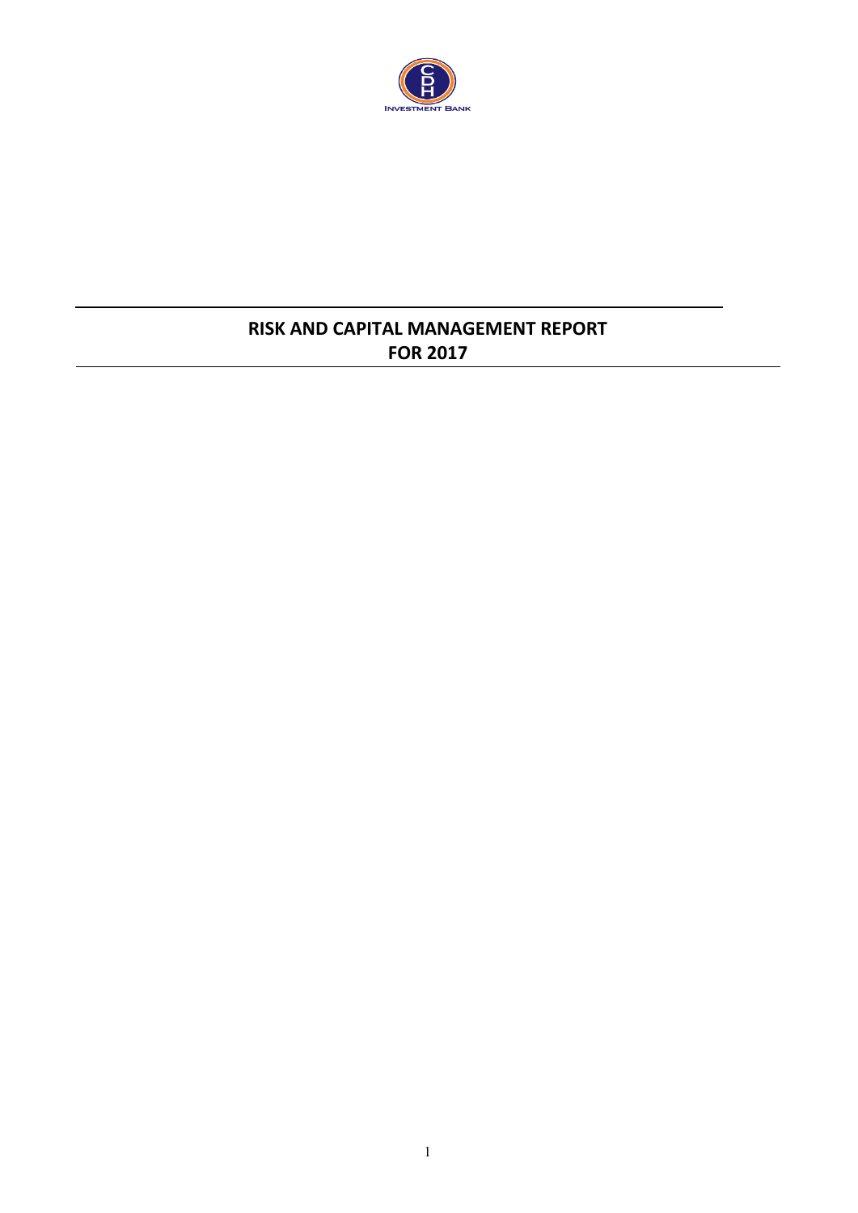# RISK AND CAPITAL MANAGEMENT REPORT FOR 2017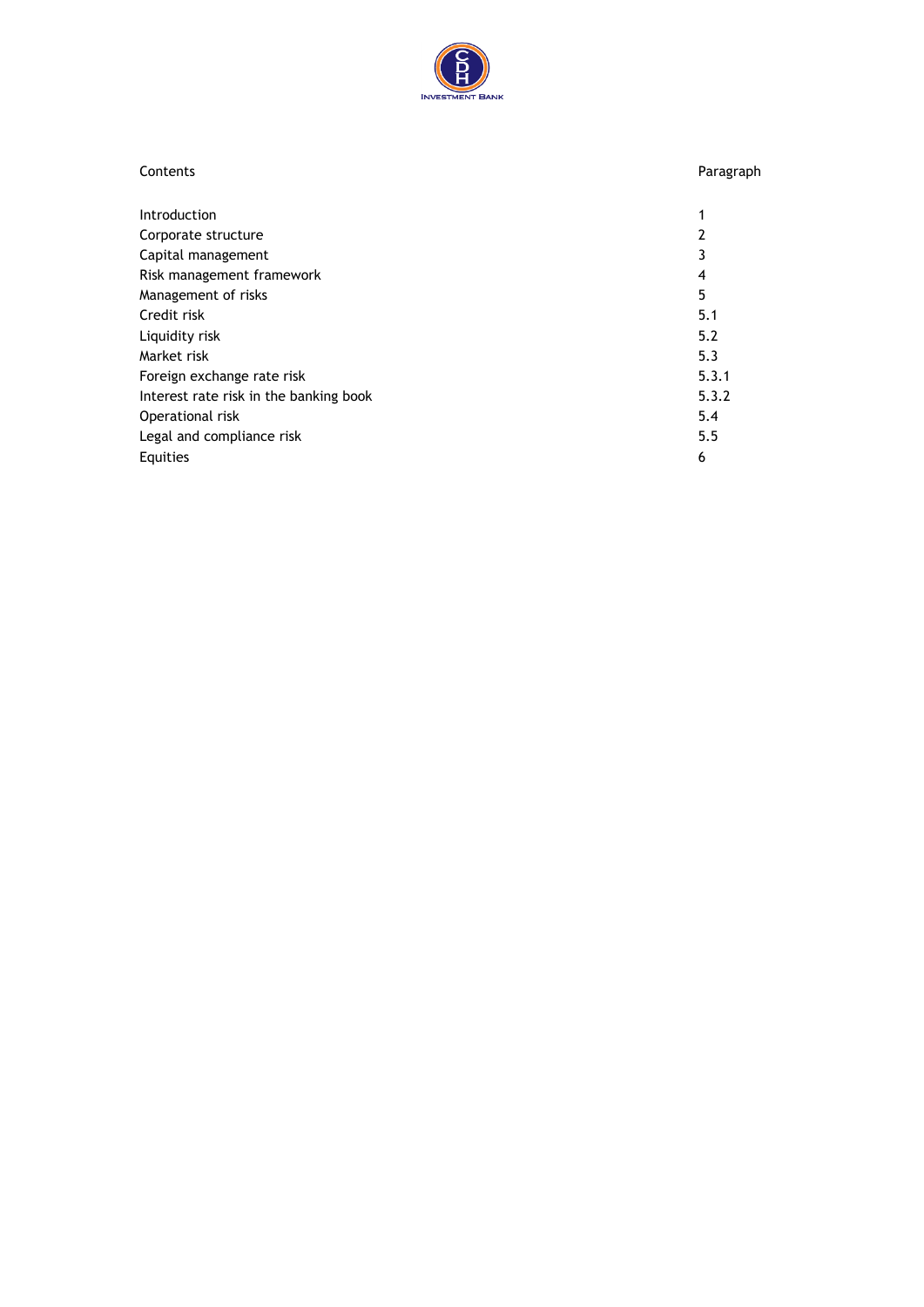| Contents | Paragraph |
| --- | --- |
| Introduction | 1 |
| Corporate structure | 2 |
| Capital management | 3 |
| Risk management framework | 4 |
| Management of risks | 5 |
| Credit risk | 5.1 |
| Liquidity risk | 5.2 |
| Market risk | 5.3 |
| Foreign exchange rate risk | 5.3.1 |
| Interest rate risk in the banking book | 5.3.2 |
| Operational risk | 5.4 |
| Legal and compliance risk | 5.5 |
| Equities | 6 |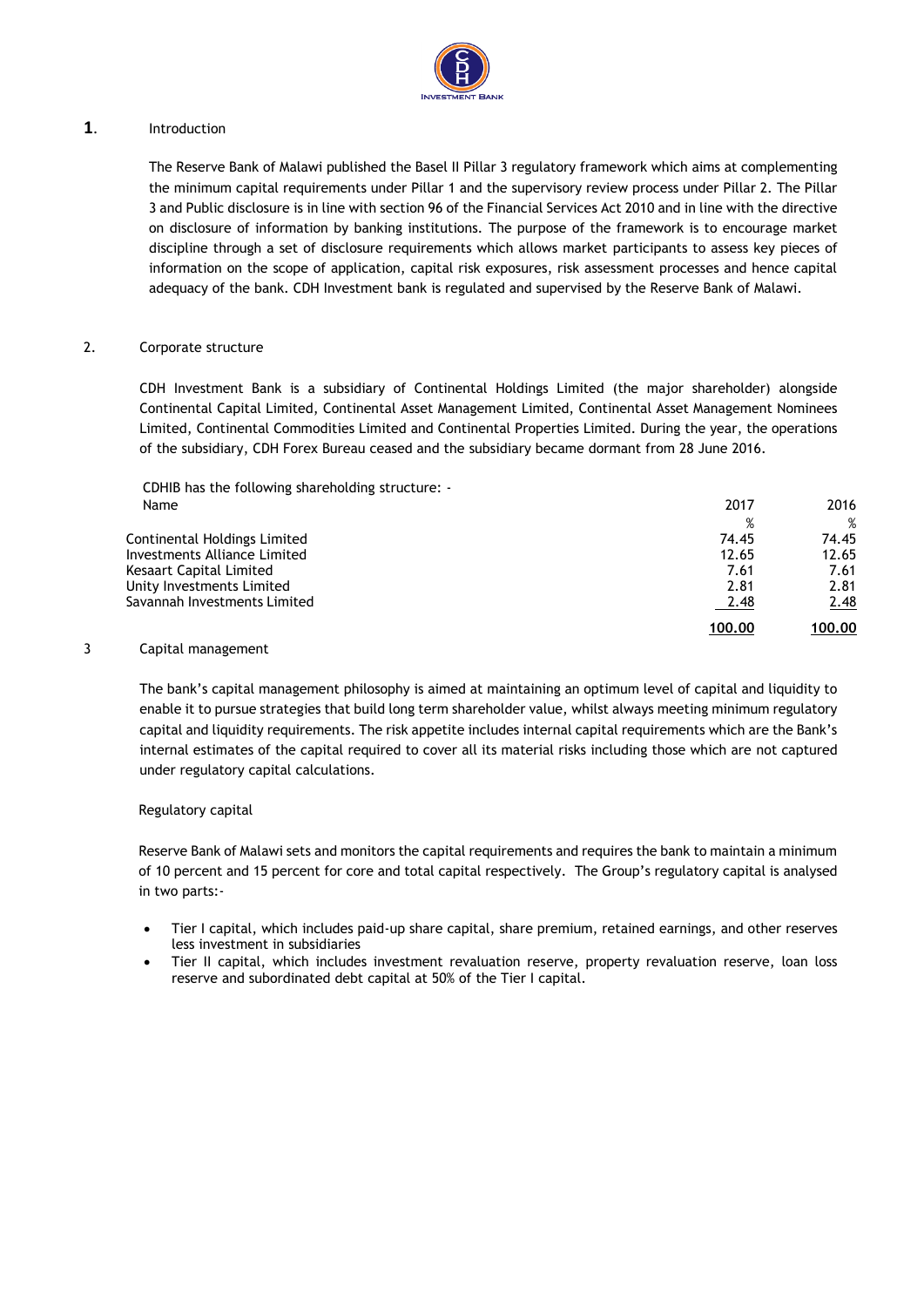## 1. Introduction

The Reserve Bank of Malawi published the Basel II Pillar 3 regulatory framework which aims at complementing the minimum capital requirements under Pillar 1 and the supervisory review process under Pillar 2. The Pillar 3 and Public disclosure is in line with section 96 of the Financial Services Act 2010 and in line with the directive on disclosure of information by banking institutions. The purpose of the framework is to encourage market discipline through a set of disclosure requirements which allows market participants to assess key pieces of information on the scope of application, capital risk exposures, risk assessment processes and hence capital adequacy of the bank. CDH Investment bank is regulated and supervised by the Reserve Bank of Malawi.

## 2. Corporate structure

CDH Investment Bank is a subsidiary of Continental Holdings Limited (the major shareholder) alongside Continental Capital Limited, Continental Asset Management Limited, Continental Asset Management Nominees Limited, Continental Commodities Limited and Continental Properties Limited. During the year, the operations of the subsidiary, CDH Forex Bureau ceased and the subsidiary became dormant from 28 June 2016.

CDHIB has the following shareholding structure: -

| Name | 2017 | 2016 |
|---|---|---|
| | % | % |
| Continental Holdings Limited | 74.45 | 74.45 |
| Investments Alliance Limited | 12.65 | 12.65 |
| Kesaart Capital Limited | 7.61 | 7.61 |
| Unity Investments Limited | 2.81 | 2.81 |
| Savannah Investments Limited | 2.48 | 2.48 |
| | **100.00** | **100.00** |

## 3 Capital management

The bank's capital management philosophy is aimed at maintaining an optimum level of capital and liquidity to enable it to pursue strategies that build long term shareholder value, whilst always meeting minimum regulatory capital and liquidity requirements. The risk appetite includes internal capital requirements which are the Bank's internal estimates of the capital required to cover all its material risks including those which are not captured under regulatory capital calculations.

### Regulatory capital

Reserve Bank of Malawi sets and monitors the capital requirements and requires the bank to maintain a minimum of 10 percent and 15 percent for core and total capital respectively. The Group's regulatory capital is analysed in two parts:-

- Tier I capital, which includes paid-up share capital, share premium, retained earnings, and other reserves less investment in subsidiaries
- Tier II capital, which includes investment revaluation reserve, property revaluation reserve, loan loss reserve and subordinated debt capital at 50% of the Tier I capital.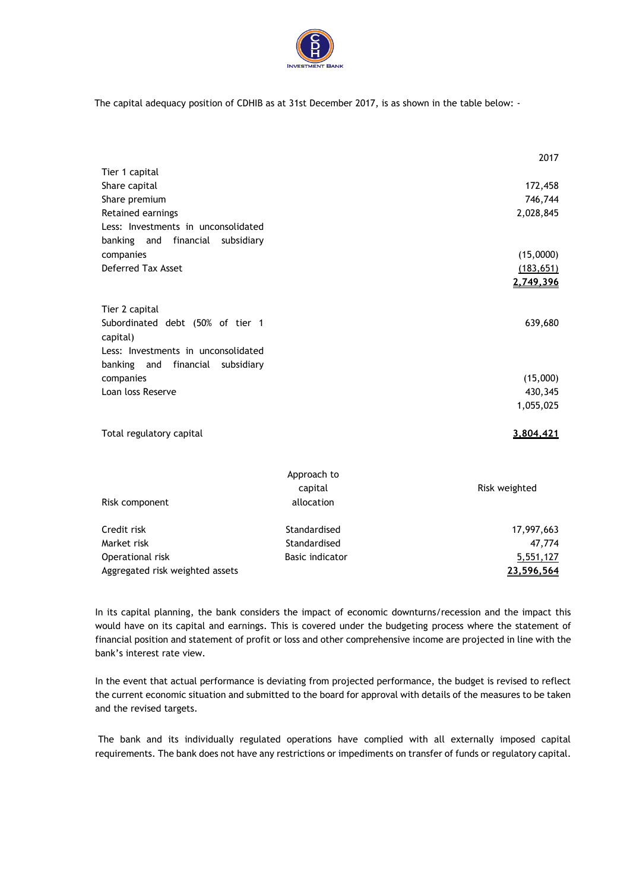The capital adequacy position of CDHIB as at 31st December 2017, is as shown in the table below: -

| | 2017 |
|---|---|
| Tier 1 capital | |
| Share capital | 172,458 |
| Share premium | 746,744 |
| Retained earnings | 2,028,845 |
| Less: Investments in unconsolidated banking and financial subsidiary companies | (15,0000) |
| Deferred Tax Asset | (183,651) |
| | **2,749,396** |
| | |
| Tier 2 capital | |
| Subordinated debt (50% of tier 1 capital) | 639,680 |
| Less: Investments in unconsolidated banking and financial subsidiary companies | (15,000) |
| Loan loss Reserve | 430,345 |
| | 1,055,025 |
| | |
| Total regulatory capital | **3,804,421** |

| Risk component | Approach to capital allocation | Risk weighted |
|---|---|---|
| Credit risk | Standardised | 17,997,663 |
| Market risk | Standardised | 47,774 |
| Operational risk | Basic indicator | 5,551,127 |
| Aggregated risk weighted assets | | **23,596,564** |

In its capital planning, the bank considers the impact of economic downturns/recession and the impact this would have on its capital and earnings. This is covered under the budgeting process where the statement of financial position and statement of profit or loss and other comprehensive income are projected in line with the bank's interest rate view.

In the event that actual performance is deviating from projected performance, the budget is revised to reflect the current economic situation and submitted to the board for approval with details of the measures to be taken and the revised targets.

The bank and its individually regulated operations have complied with all externally imposed capital requirements. The bank does not have any restrictions or impediments on transfer of funds or regulatory capital.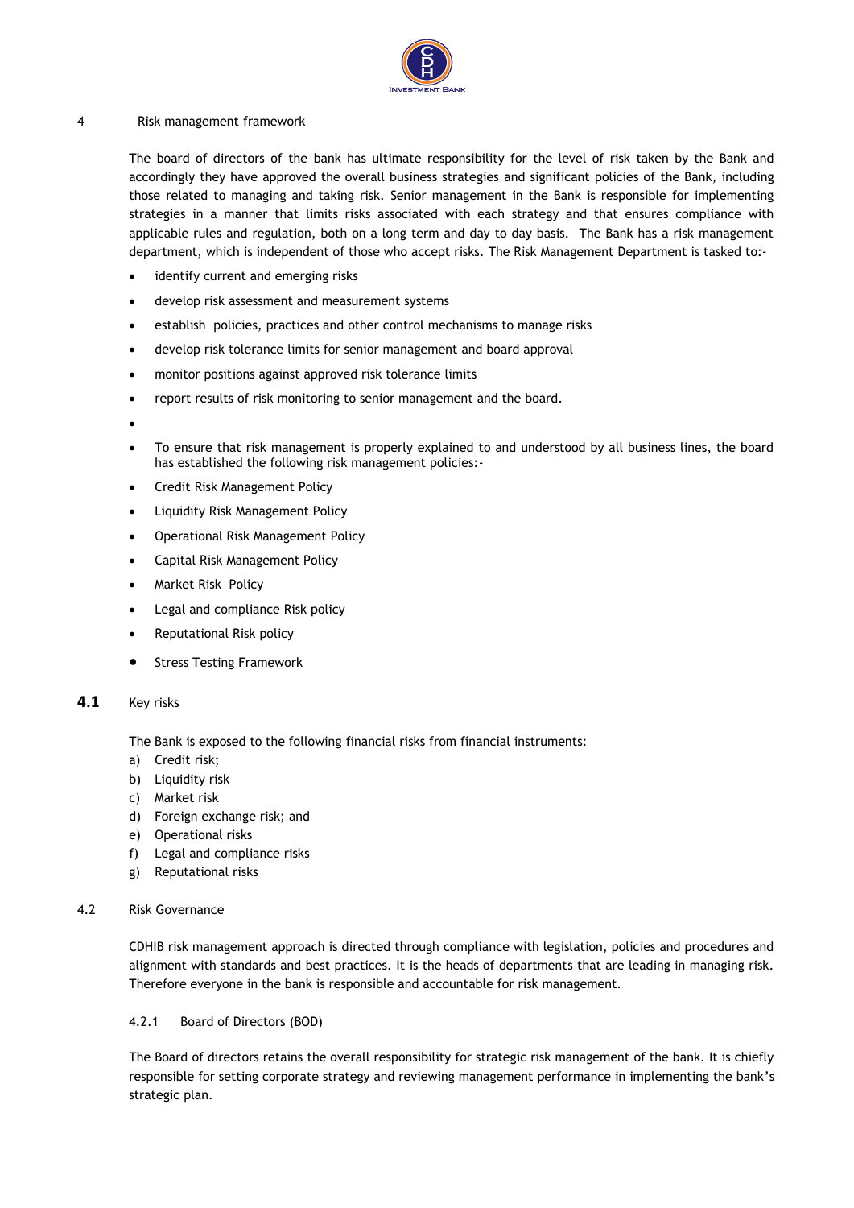## 4 Risk management framework

The board of directors of the bank has ultimate responsibility for the level of risk taken by the Bank and accordingly they have approved the overall business strategies and significant policies of the Bank, including those related to managing and taking risk. Senior management in the Bank is responsible for implementing strategies in a manner that limits risks associated with each strategy and that ensures compliance with applicable rules and regulation, both on a long term and day to day basis. The Bank has a risk management department, which is independent of those who accept risks. The Risk Management Department is tasked to:-

- identify current and emerging risks
- develop risk assessment and measurement systems
- establish policies, practices and other control mechanisms to manage risks
- develop risk tolerance limits for senior management and board approval
- monitor positions against approved risk tolerance limits
- report results of risk monitoring to senior management and the board.
- To ensure that risk management is properly explained to and understood by all business lines, the board has established the following risk management policies:-
- Credit Risk Management Policy
- Liquidity Risk Management Policy
- Operational Risk Management Policy
- Capital Risk Management Policy
- Market Risk Policy
- Legal and compliance Risk policy
- Reputational Risk policy
- Stress Testing Framework

### 4.1 Key risks

The Bank is exposed to the following financial risks from financial instruments:

a) Credit risk;
b) Liquidity risk
c) Market risk
d) Foreign exchange risk; and
e) Operational risks
f) Legal and compliance risks
g) Reputational risks

### 4.2 Risk Governance

CDHIB risk management approach is directed through compliance with legislation, policies and procedures and alignment with standards and best practices. It is the heads of departments that are leading in managing risk. Therefore everyone in the bank is responsible and accountable for risk management.

#### 4.2.1 Board of Directors (BOD)

The Board of directors retains the overall responsibility for strategic risk management of the bank. It is chiefly responsible for setting corporate strategy and reviewing management performance in implementing the bank's strategic plan.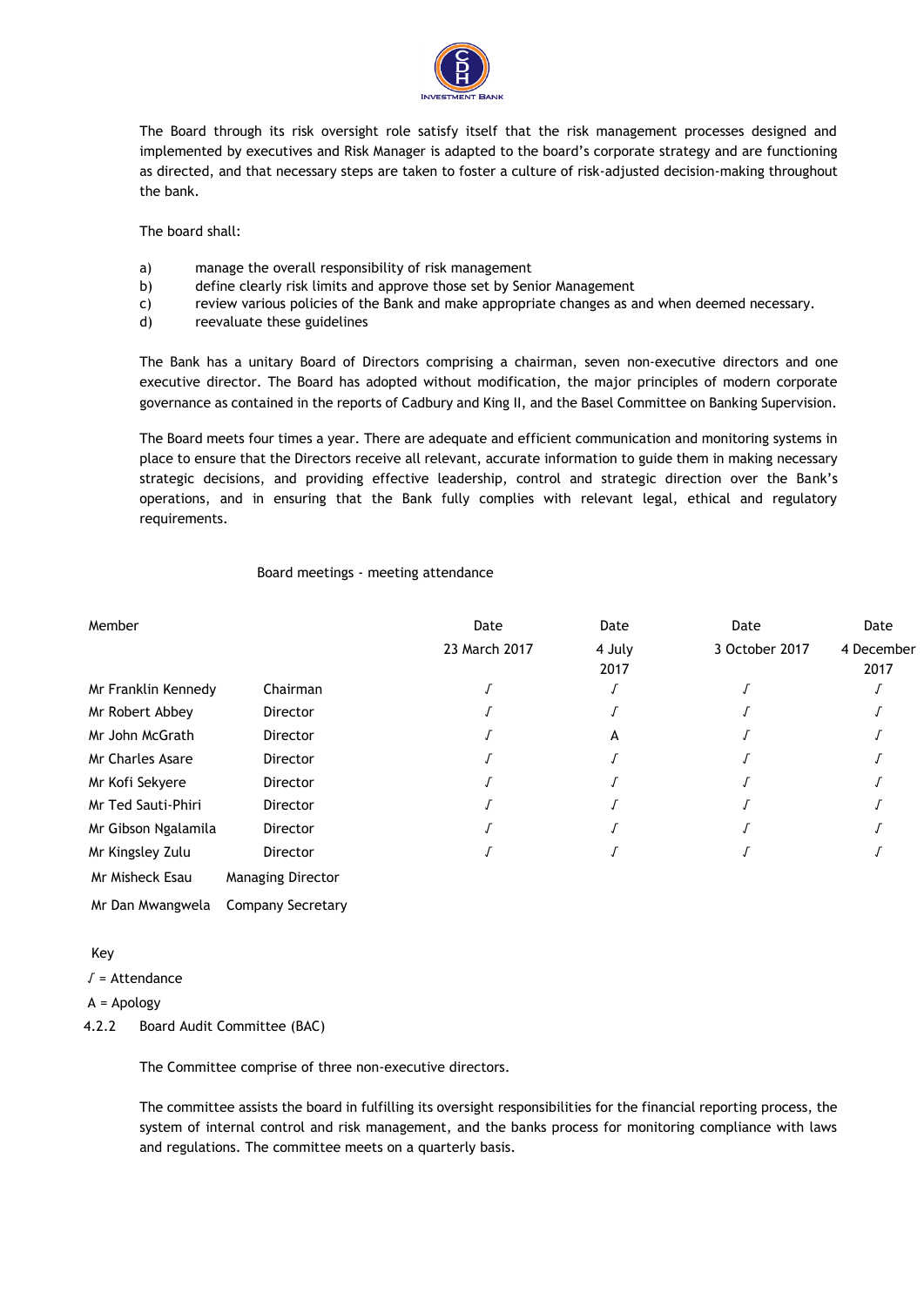The Board through its risk oversight role satisfy itself that the risk management processes designed and implemented by executives and Risk Manager is adapted to the board's corporate strategy and are functioning as directed, and that necessary steps are taken to foster a culture of risk-adjusted decision-making throughout the bank.

The board shall:

a) manage the overall responsibility of risk management
b) define clearly risk limits and approve those set by Senior Management
c) review various policies of the Bank and make appropriate changes as and when deemed necessary.
d) reevaluate these guidelines

The Bank has a unitary Board of Directors comprising a chairman, seven non-executive directors and one executive director. The Board has adopted without modification, the major principles of modern corporate governance as contained in the reports of Cadbury and King II, and the Basel Committee on Banking Supervision.

The Board meets four times a year. There are adequate and efficient communication and monitoring systems in place to ensure that the Directors receive all relevant, accurate information to guide them in making necessary strategic decisions, and providing effective leadership, control and strategic direction over the Bank's operations, and in ensuring that the Bank fully complies with relevant legal, ethical and regulatory requirements.

Board meetings - meeting attendance

| Member | | Date 23 March 2017 | Date 4 July 2017 | Date 3 October 2017 | Date 4 December 2017 |
|---|---|---|---|---|---|
| Mr Franklin Kennedy | Chairman | √ | √ | √ | √ |
| Mr Robert Abbey | Director | √ | √ | √ | √ |
| Mr John McGrath | Director | √ | A | √ | √ |
| Mr Charles Asare | Director | √ | √ | √ | √ |
| Mr Kofi Sekyere | Director | √ | √ | √ | √ |
| Mr Ted Sauti-Phiri | Director | √ | √ | √ | √ |
| Mr Gibson Ngalamila | Director | √ | √ | √ | √ |
| Mr Kingsley Zulu | Director | √ | √ | √ | √ |
| Mr Misheck Esau | Managing Director | | | | |
| Mr Dan Mwangwela | Company Secretary | | | | |

Key

√ = Attendance

A = Apology

### 4.2.2 Board Audit Committee (BAC)

The Committee comprise of three non-executive directors.

The committee assists the board in fulfilling its oversight responsibilities for the financial reporting process, the system of internal control and risk management, and the banks process for monitoring compliance with laws and regulations. The committee meets on a quarterly basis.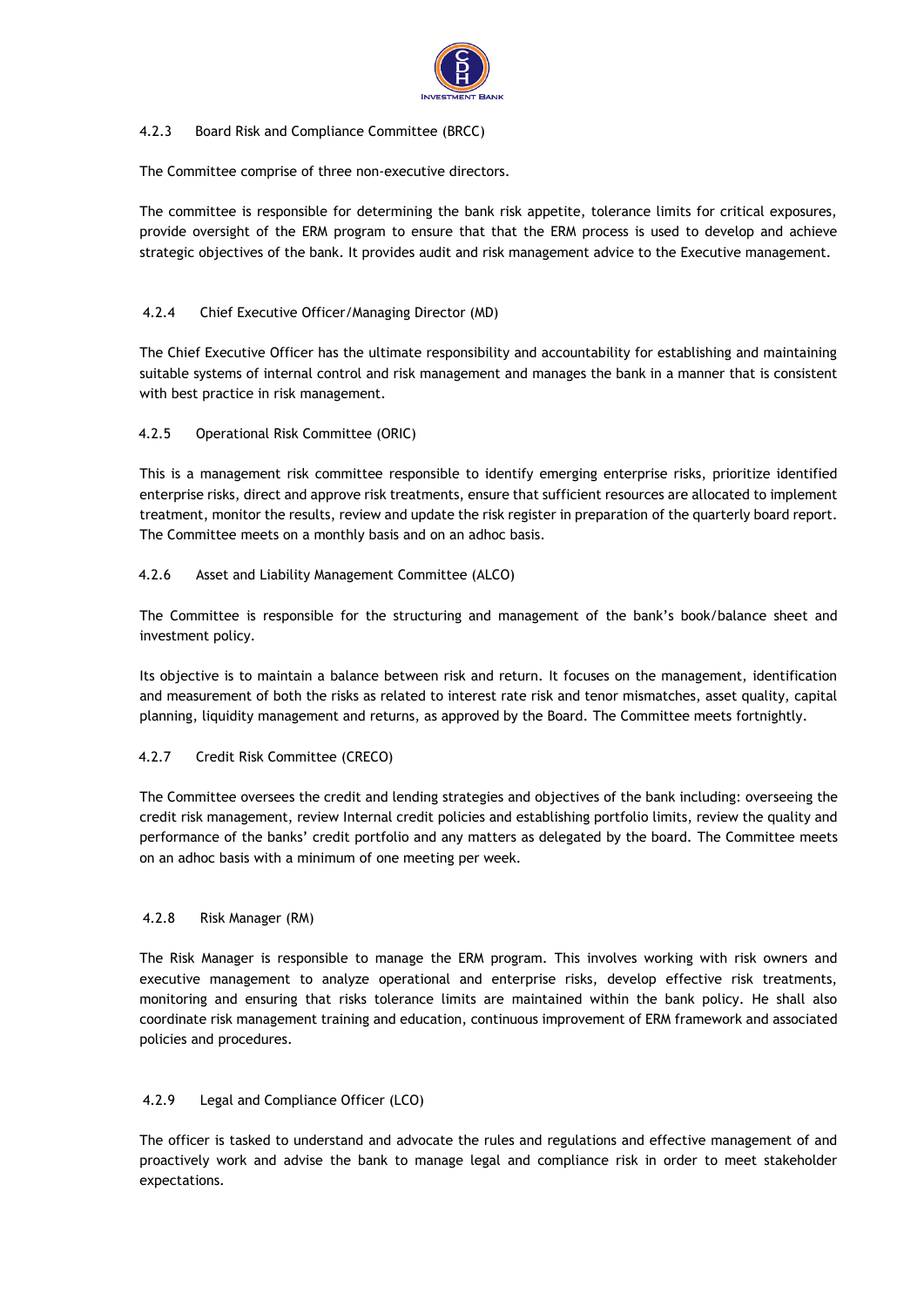#### 4.2.3 Board Risk and Compliance Committee (BRCC)

The Committee comprise of three non-executive directors.

The committee is responsible for determining the bank risk appetite, tolerance limits for critical exposures, provide oversight of the ERM program to ensure that that the ERM process is used to develop and achieve strategic objectives of the bank. It provides audit and risk management advice to the Executive management.

#### 4.2.4 Chief Executive Officer/Managing Director (MD)

The Chief Executive Officer has the ultimate responsibility and accountability for establishing and maintaining suitable systems of internal control and risk management and manages the bank in a manner that is consistent with best practice in risk management.

#### 4.2.5 Operational Risk Committee (ORIC)

This is a management risk committee responsible to identify emerging enterprise risks, prioritize identified enterprise risks, direct and approve risk treatments, ensure that sufficient resources are allocated to implement treatment, monitor the results, review and update the risk register in preparation of the quarterly board report. The Committee meets on a monthly basis and on an adhoc basis.

#### 4.2.6 Asset and Liability Management Committee (ALCO)

The Committee is responsible for the structuring and management of the bank's book/balance sheet and investment policy.

Its objective is to maintain a balance between risk and return. It focuses on the management, identification and measurement of both the risks as related to interest rate risk and tenor mismatches, asset quality, capital planning, liquidity management and returns, as approved by the Board. The Committee meets fortnightly.

#### 4.2.7 Credit Risk Committee (CRECO)

The Committee oversees the credit and lending strategies and objectives of the bank including: overseeing the credit risk management, review Internal credit policies and establishing portfolio limits, review the quality and performance of the banks' credit portfolio and any matters as delegated by the board. The Committee meets on an adhoc basis with a minimum of one meeting per week.

#### 4.2.8 Risk Manager (RM)

The Risk Manager is responsible to manage the ERM program. This involves working with risk owners and executive management to analyze operational and enterprise risks, develop effective risk treatments, monitoring and ensuring that risks tolerance limits are maintained within the bank policy. He shall also coordinate risk management training and education, continuous improvement of ERM framework and associated policies and procedures.

#### 4.2.9 Legal and Compliance Officer (LCO)

The officer is tasked to understand and advocate the rules and regulations and effective management of and proactively work and advise the bank to manage legal and compliance risk in order to meet stakeholder expectations.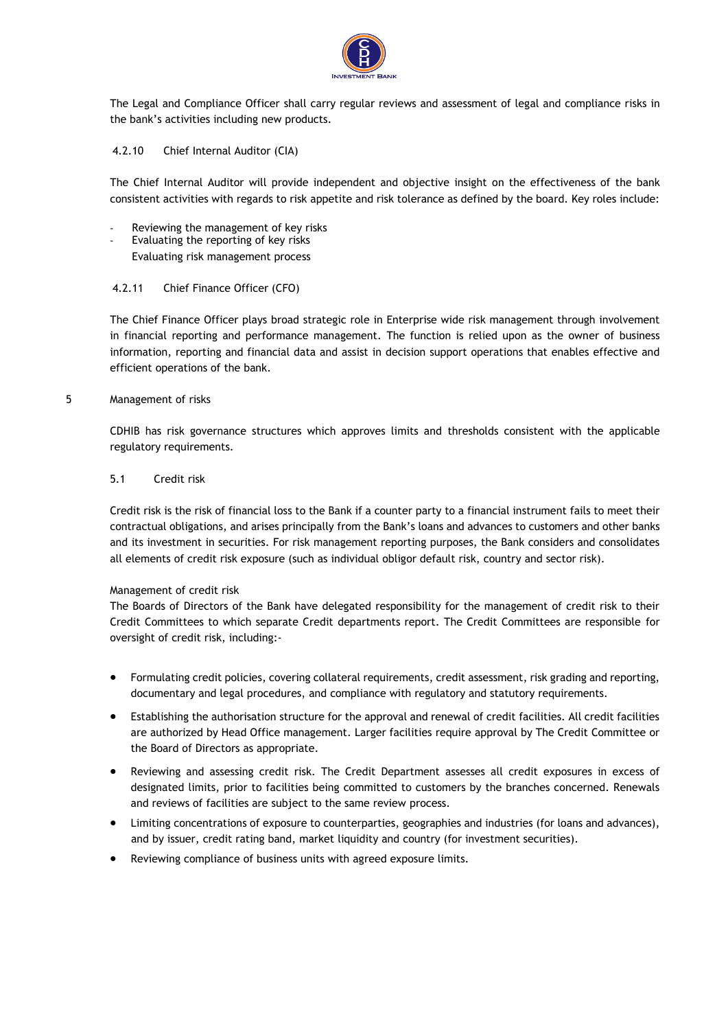The Legal and Compliance Officer shall carry regular reviews and assessment of legal and compliance risks in the bank's activities including new products.

#### 4.2.10 Chief Internal Auditor (CIA)

The Chief Internal Auditor will provide independent and objective insight on the effectiveness of the bank consistent activities with regards to risk appetite and risk tolerance as defined by the board. Key roles include:

- Reviewing the management of key risks
- Evaluating the reporting of key risks
- Evaluating risk management process

#### 4.2.11 Chief Finance Officer (CFO)

The Chief Finance Officer plays broad strategic role in Enterprise wide risk management through involvement in financial reporting and performance management. The function is relied upon as the owner of business information, reporting and financial data and assist in decision support operations that enables effective and efficient operations of the bank.

## 5 Management of risks

CDHIB has risk governance structures which approves limits and thresholds consistent with the applicable regulatory requirements.

### 5.1 Credit risk

Credit risk is the risk of financial loss to the Bank if a counter party to a financial instrument fails to meet their contractual obligations, and arises principally from the Bank's loans and advances to customers and other banks and its investment in securities. For risk management reporting purposes, the Bank considers and consolidates all elements of credit risk exposure (such as individual obligor default risk, country and sector risk).

Management of credit risk

The Boards of Directors of the Bank have delegated responsibility for the management of credit risk to their Credit Committees to which separate Credit departments report. The Credit Committees are responsible for oversight of credit risk, including:-

- Formulating credit policies, covering collateral requirements, credit assessment, risk grading and reporting, documentary and legal procedures, and compliance with regulatory and statutory requirements.
- Establishing the authorisation structure for the approval and renewal of credit facilities. All credit facilities are authorized by Head Office management. Larger facilities require approval by The Credit Committee or the Board of Directors as appropriate.
- Reviewing and assessing credit risk. The Credit Department assesses all credit exposures in excess of designated limits, prior to facilities being committed to customers by the branches concerned. Renewals and reviews of facilities are subject to the same review process.
- Limiting concentrations of exposure to counterparties, geographies and industries (for loans and advances), and by issuer, credit rating band, market liquidity and country (for investment securities).
- Reviewing compliance of business units with agreed exposure limits.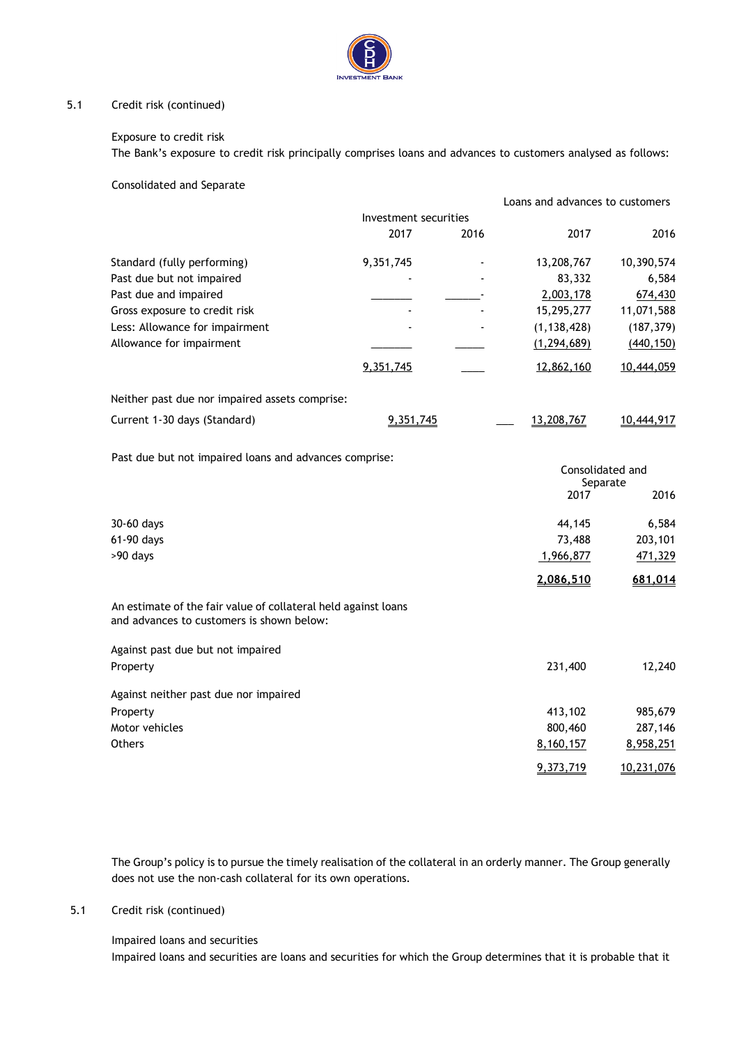## 5.1 Credit risk (continued)

Exposure to credit risk

The Bank's exposure to credit risk principally comprises loans and advances to customers analysed as follows:

Consolidated and Separate

| | Investment securities | | Loans and advances to customers | |
|---|---|---|---|---|
| | 2017 | 2016 | 2017 | 2016 |
| Standard (fully performing) | 9,351,745 | - | 13,208,767 | 10,390,574 |
| Past due but not impaired | - | - | 83,332 | 6,584 |
| Past due and impaired | | - | 2,003,178 | 674,430 |
| Gross exposure to credit risk | - | - | 15,295,277 | 11,071,588 |
| Less: Allowance for impairment | - | - | (1,138,428) | (187,379) |
| Allowance for impairment | | | (1,294,689) | (440,150) |
| | 9,351,745 | | 12,862,160 | 10,444,059 |
| Neither past due nor impaired assets comprise: | | | | |
| Current 1-30 days (Standard) | 9,351,745 | | 13,208,767 | 10,444,917 |

Past due but not impaired loans and advances comprise:

| | Consolidated and Separate | |
|---|---|---|
| | 2017 | 2016 |
| 30-60 days | 44,145 | 6,584 |
| 61-90 days | 73,488 | 203,101 |
| >90 days | 1,966,877 | 471,329 |
| | **2,086,510** | **681,014** |

An estimate of the fair value of collateral held against loans and advances to customers is shown below:

| | 2017 | 2016 |
|---|---|---|
| Against past due but not impaired | | |
| Property | 231,400 | 12,240 |
| Against neither past due nor impaired | | |
| Property | 413,102 | 985,679 |
| Motor vehicles | 800,460 | 287,146 |
| Others | 8,160,157 | 8,958,251 |
| | 9,373,719 | 10,231,076 |

The Group's policy is to pursue the timely realisation of the collateral in an orderly manner. The Group generally does not use the non-cash collateral for its own operations.

## 5.1 Credit risk (continued)

Impaired loans and securities

Impaired loans and securities are loans and securities for which the Group determines that it is probable that it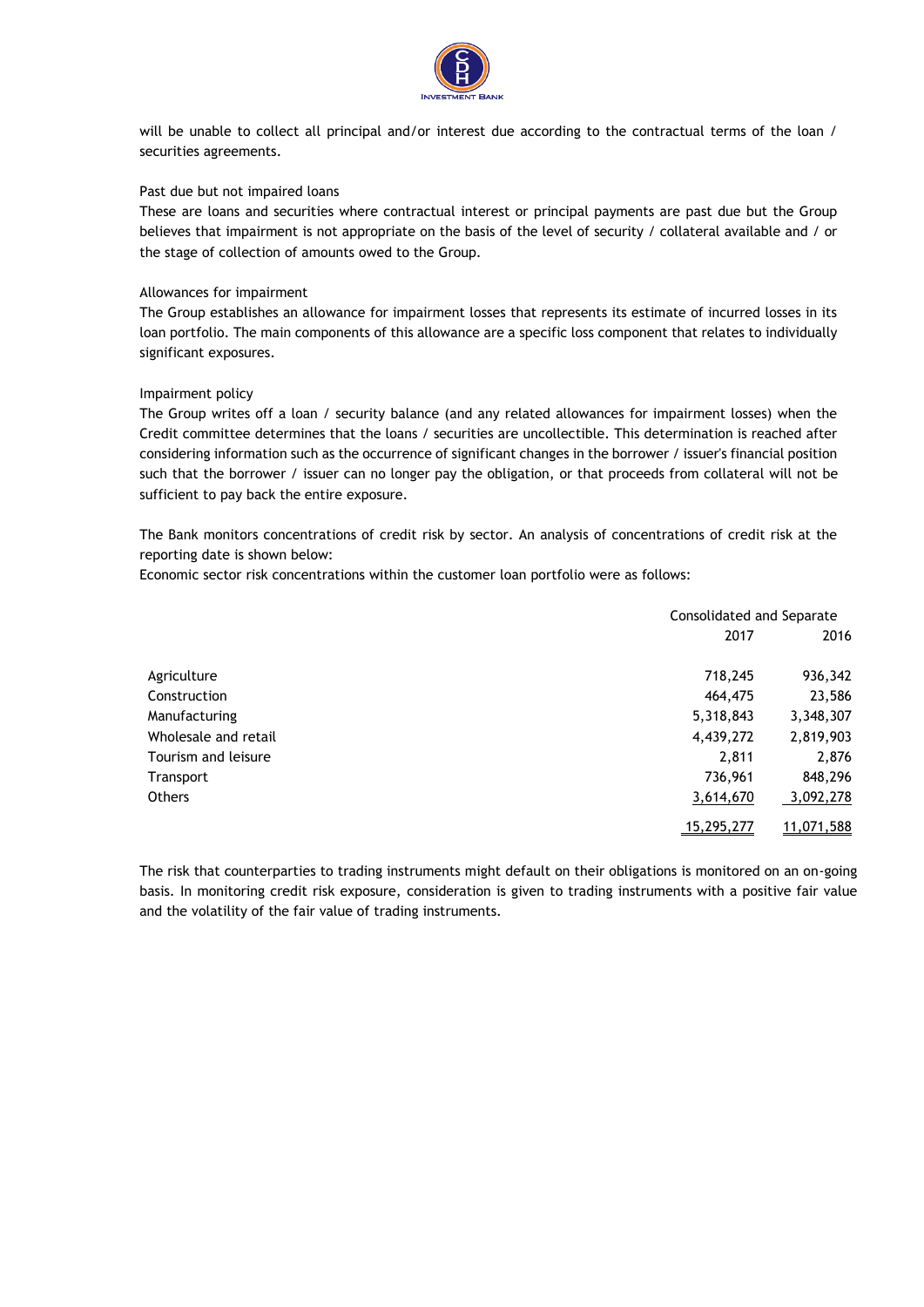will be unable to collect all principal and/or interest due according to the contractual terms of the loan / securities agreements.

Past due but not impaired loans

These are loans and securities where contractual interest or principal payments are past due but the Group believes that impairment is not appropriate on the basis of the level of security / collateral available and / or the stage of collection of amounts owed to the Group.

Allowances for impairment

The Group establishes an allowance for impairment losses that represents its estimate of incurred losses in its loan portfolio. The main components of this allowance are a specific loss component that relates to individually significant exposures.

Impairment policy

The Group writes off a loan / security balance (and any related allowances for impairment losses) when the Credit committee determines that the loans / securities are uncollectible. This determination is reached after considering information such as the occurrence of significant changes in the borrower / issuer's financial position such that the borrower / issuer can no longer pay the obligation, or that proceeds from collateral will not be sufficient to pay back the entire exposure.

The Bank monitors concentrations of credit risk by sector. An analysis of concentrations of credit risk at the reporting date is shown below:

Economic sector risk concentrations within the customer loan portfolio were as follows:

| | Consolidated and Separate | |
|---|---|---|
| | 2017 | 2016 |
| Agriculture | 718,245 | 936,342 |
| Construction | 464,475 | 23,586 |
| Manufacturing | 5,318,843 | 3,348,307 |
| Wholesale and retail | 4,439,272 | 2,819,903 |
| Tourism and leisure | 2,811 | 2,876 |
| Transport | 736,961 | 848,296 |
| Others | 3,614,670 | 3,092,278 |
| | 15,295,277 | 11,071,588 |

The risk that counterparties to trading instruments might default on their obligations is monitored on an on-going basis. In monitoring credit risk exposure, consideration is given to trading instruments with a positive fair value and the volatility of the fair value of trading instruments.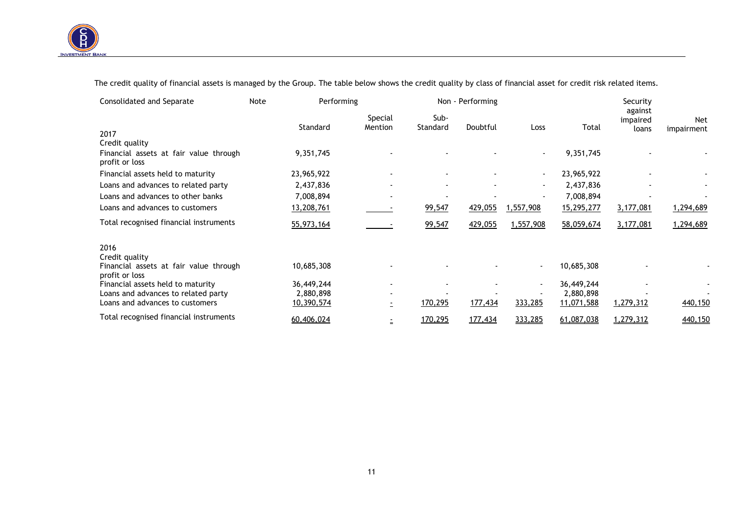The credit quality of financial assets is managed by the Group. The table below shows the credit quality by class of financial asset for credit risk related items.

| Consolidated and Separate | Note | Performing | | Non - Performing | | | | Security against impaired loans | Net impairment |
|---|---|---|---|---|---|---|---|---|---|
| | | Standard | Special Mention | Sub-Standard | Doubtful | Loss | Total | | |
| **2017** | | | | | | | | | |
| Credit quality | | | | | | | | | |
| Financial assets at fair value through profit or loss | | 9,351,745 | - | - | - | - | 9,351,745 | - | - |
| Financial assets held to maturity | | 23,965,922 | - | - | - | - | 23,965,922 | - | - |
| Loans and advances to related party | | 2,437,836 | - | - | - | - | 2,437,836 | - | - |
| Loans and advances to other banks | | 7,008,894 | - | - | - | - | 7,008,894 | - | - |
| Loans and advances to customers | | 13,208,761 | - | 99,547 | 429,055 | 1,557,908 | 15,295,277 | 3,177,081 | 1,294,689 |
| Total recognised financial instruments | | 55,973,164 | - | 99,547 | 429,055 | 1,557,908 | 58,059,674 | 3,177,081 | 1,294,689 |
| **2016** | | | | | | | | | |
| Credit quality | | | | | | | | | |
| Financial assets at fair value through profit or loss | | 10,685,308 | - | - | - | - | 10,685,308 | - | - |
| Financial assets held to maturity | | 36,449,244 | - | - | - | - | 36,449,244 | - | - |
| Loans and advances to related party | | 2,880,898 | - | - | - | - | 2,880,898 | - | - |
| Loans and advances to customers | | 10,390,574 | - | 170,295 | 177,434 | 333,285 | 11,071,588 | 1,279,312 | 440,150 |
| Total recognised financial instruments | | 60,406,024 | - | 170,295 | 177,434 | 333,285 | 61,087,038 | 1,279,312 | 440,150 |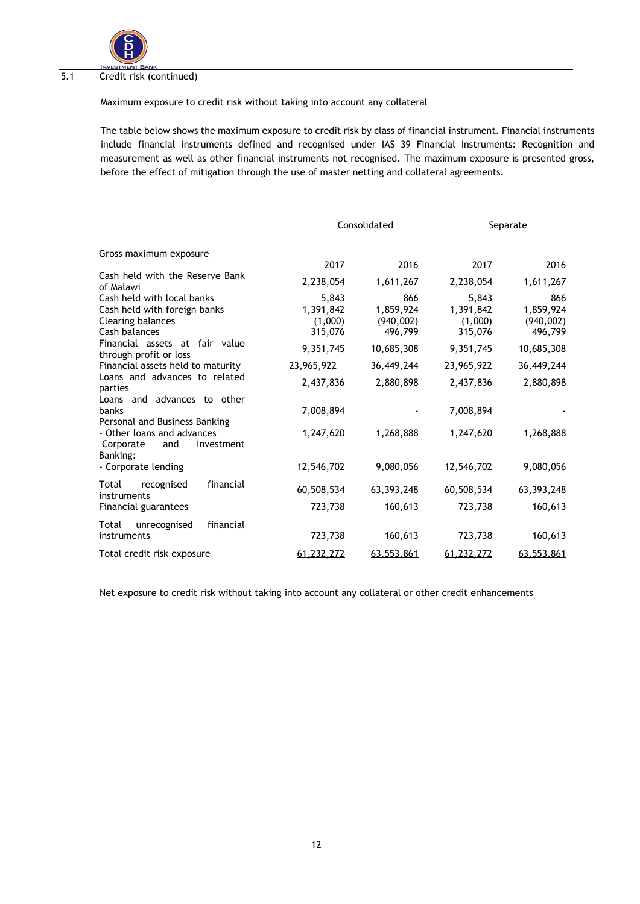5.1 Credit risk (continued)

Maximum exposure to credit risk without taking into account any collateral

The table below shows the maximum exposure to credit risk by class of financial instrument. Financial instruments include financial instruments defined and recognised under IAS 39 Financial Instruments: Recognition and measurement as well as other financial instruments not recognised. The maximum exposure is presented gross, before the effect of mitigation through the use of master netting and collateral agreements.

| | Consolidated | | Separate | |
|---|---|---|---|---|
| Gross maximum exposure | 2017 | 2016 | 2017 | 2016 |
| Cash held with the Reserve Bank of Malawi | 2,238,054 | 1,611,267 | 2,238,054 | 1,611,267 |
| Cash held with local banks | 5,843 | 866 | 5,843 | 866 |
| Cash held with foreign banks | 1,391,842 | 1,859,924 | 1,391,842 | 1,859,924 |
| Clearing balances | (1,000) | (940,002) | (1,000) | (940,002) |
| Cash balances | 315,076 | 496,799 | 315,076 | 496,799 |
| Financial assets at fair value through profit or loss | 9,351,745 | 10,685,308 | 9,351,745 | 10,685,308 |
| Financial assets held to maturity | 23,965,922 | 36,449,244 | 23,965,922 | 36,449,244 |
| Loans and advances to related parties | 2,437,836 | 2,880,898 | 2,437,836 | 2,880,898 |
| Loans and advances to other banks | 7,008,894 | - | 7,008,894 | - |
| Personal and Business Banking | | | | |
| - Other loans and advances | 1,247,620 | 1,268,888 | 1,247,620 | 1,268,888 |
| Corporate and Investment Banking: | | | | |
| - Corporate lending | 12,546,702 | 9,080,056 | 12,546,702 | 9,080,056 |
| Total recognised financial instruments | 60,508,534 | 63,393,248 | 60,508,534 | 63,393,248 |
| Financial guarantees | 723,738 | 160,613 | 723,738 | 160,613 |
| Total unrecognised financial instruments | 723,738 | 160,613 | 723,738 | 160,613 |
| Total credit risk exposure | 61,232,272 | 63,553,861 | 61,232,272 | 63,553,861 |

Net exposure to credit risk without taking into account any collateral or other credit enhancements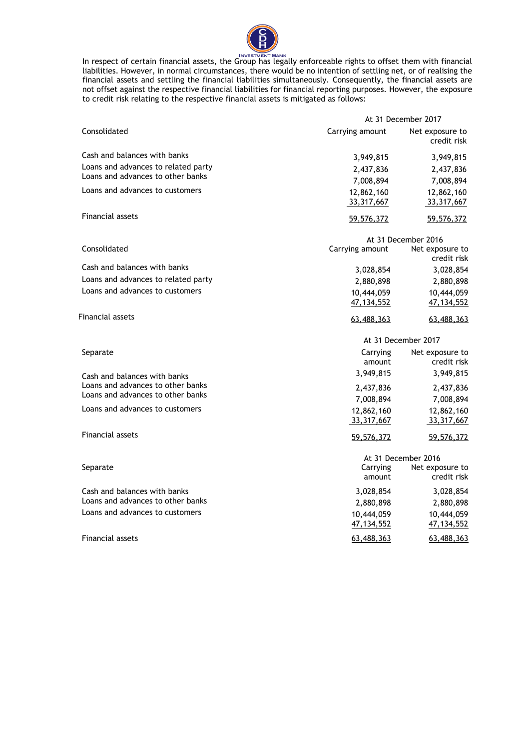In respect of certain financial assets, the Group has legally enforceable rights to offset them with financial liabilities. However, in normal circumstances, there would be no intention of settling net, or of realising the financial assets and settling the financial liabilities simultaneously. Consequently, the financial assets are not offset against the respective financial liabilities for financial reporting purposes. However, the exposure to credit risk relating to the respective financial assets is mitigated as follows:

| | At 31 December 2017 | |
|---|---|---|
| Consolidated | Carrying amount | Net exposure to credit risk |
| Cash and balances with banks | 3,949,815 | 3,949,815 |
| Loans and advances to related party | 2,437,836 | 2,437,836 |
| Loans and advances to other banks | 7,008,894 | 7,008,894 |
| Loans and advances to customers | 12,862,160 | 12,862,160 |
| | 33,317,667 | 33,317,667 |
| Financial assets | 59,576,372 | 59,576,372 |

| | At 31 December 2016 | |
|---|---|---|
| Consolidated | Carrying amount | Net exposure to credit risk |
| Cash and balances with banks | 3,028,854 | 3,028,854 |
| Loans and advances to related party | 2,880,898 | 2,880,898 |
| Loans and advances to customers | 10,444,059 | 10,444,059 |
| | 47,134,552 | 47,134,552 |
| Financial assets | 63,488,363 | 63,488,363 |

| | At 31 December 2017 | |
|---|---|---|
| Separate | Carrying amount | Net exposure to credit risk |
| Cash and balances with banks | 3,949,815 | 3,949,815 |
| Loans and advances to other banks | 2,437,836 | 2,437,836 |
| Loans and advances to other banks | 7,008,894 | 7,008,894 |
| Loans and advances to customers | 12,862,160 | 12,862,160 |
| | 33,317,667 | 33,317,667 |
| Financial assets | 59,576,372 | 59,576,372 |

| | At 31 December 2016 | |
|---|---|---|
| Separate | Carrying amount | Net exposure to credit risk |
| Cash and balances with banks | 3,028,854 | 3,028,854 |
| Loans and advances to other banks | 2,880,898 | 2,880,898 |
| Loans and advances to customers | 10,444,059 | 10,444,059 |
| | 47,134,552 | 47,134,552 |
| Financial assets | 63,488,363 | 63,488,363 |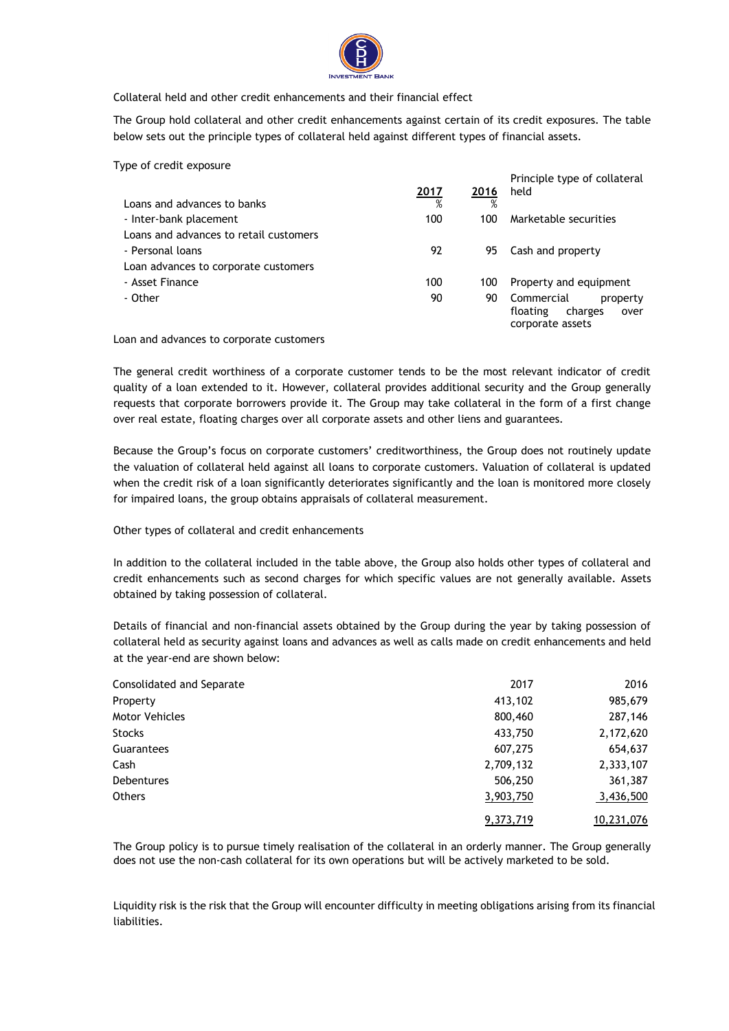Collateral held and other credit enhancements and their financial effect

The Group hold collateral and other credit enhancements against certain of its credit exposures. The table below sets out the principle types of collateral held against different types of financial assets.

| Type of credit exposure | 2017 | 2016 | Principle type of collateral held |
|---|---|---|---|
| Loans and advances to banks | % | % | |
| - Inter-bank placement | 100 | 100 | Marketable securities |
| Loans and advances to retail customers | | | |
| - Personal loans | 92 | 95 | Cash and property |
| Loan advances to corporate customers | | | |
| - Asset Finance | 100 | 100 | Property and equipment |
| - Other | 90 | 90 | Commercial property floating charges over corporate assets |

Loan and advances to corporate customers

The general credit worthiness of a corporate customer tends to be the most relevant indicator of credit quality of a loan extended to it. However, collateral provides additional security and the Group generally requests that corporate borrowers provide it. The Group may take collateral in the form of a first change over real estate, floating charges over all corporate assets and other liens and guarantees.

Because the Group's focus on corporate customers' creditworthiness, the Group does not routinely update the valuation of collateral held against all loans to corporate customers. Valuation of collateral is updated when the credit risk of a loan significantly deteriorates significantly and the loan is monitored more closely for impaired loans, the group obtains appraisals of collateral measurement.

Other types of collateral and credit enhancements

In addition to the collateral included in the table above, the Group also holds other types of collateral and credit enhancements such as second charges for which specific values are not generally available. Assets obtained by taking possession of collateral.

Details of financial and non-financial assets obtained by the Group during the year by taking possession of collateral held as security against loans and advances as well as calls made on credit enhancements and held at the year-end are shown below:

| Consolidated and Separate | 2017 | 2016 |
|---|---|---|
| Property | 413,102 | 985,679 |
| Motor Vehicles | 800,460 | 287,146 |
| Stocks | 433,750 | 2,172,620 |
| Guarantees | 607,275 | 654,637 |
| Cash | 2,709,132 | 2,333,107 |
| Debentures | 506,250 | 361,387 |
| Others | 3,903,750 | 3,436,500 |
| | 9,373,719 | 10,231,076 |

The Group policy is to pursue timely realisation of the collateral in an orderly manner. The Group generally does not use the non-cash collateral for its own operations but will be actively marketed to be sold.

Liquidity risk is the risk that the Group will encounter difficulty in meeting obligations arising from its financial liabilities.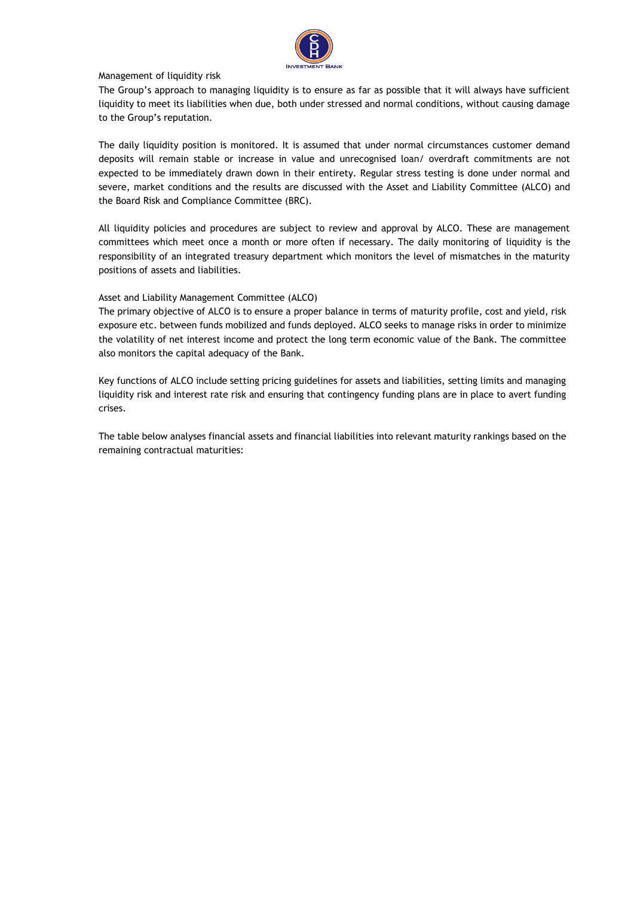## Management of liquidity risk

The Group's approach to managing liquidity is to ensure as far as possible that it will always have sufficient liquidity to meet its liabilities when due, both under stressed and normal conditions, without causing damage to the Group's reputation.

The daily liquidity position is monitored. It is assumed that under normal circumstances customer demand deposits will remain stable or increase in value and unrecognised loan/ overdraft commitments are not expected to be immediately drawn down in their entirety. Regular stress testing is done under normal and severe, market conditions and the results are discussed with the Asset and Liability Committee (ALCO) and the Board Risk and Compliance Committee (BRC).

All liquidity policies and procedures are subject to review and approval by ALCO. These are management committees which meet once a month or more often if necessary. The daily monitoring of liquidity is the responsibility of an integrated treasury department which monitors the level of mismatches in the maturity positions of assets and liabilities.

## Asset and Liability Management Committee (ALCO)

The primary objective of ALCO is to ensure a proper balance in terms of maturity profile, cost and yield, risk exposure etc. between funds mobilized and funds deployed. ALCO seeks to manage risks in order to minimize the volatility of net interest income and protect the long term economic value of the Bank. The committee also monitors the capital adequacy of the Bank.

Key functions of ALCO include setting pricing guidelines for assets and liabilities, setting limits and managing liquidity risk and interest rate risk and ensuring that contingency funding plans are in place to avert funding crises.

The table below analyses financial assets and financial liabilities into relevant maturity rankings based on the remaining contractual maturities: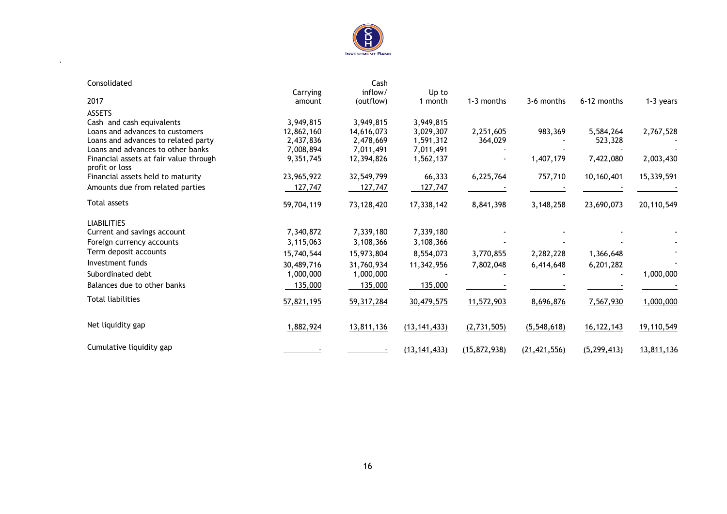Consolidated

| 2017 | Carrying amount | Cash inflow/ (outflow) | Up to 1 month | 1-3 months | 3-6 months | 6-12 months | 1-3 years |
|---|---|---|---|---|---|---|---|
| **ASSETS** | | | | | | | |
| Cash and cash equivalents | 3,949,815 | 3,949,815 | 3,949,815 | | | | |
| Loans and advances to customers | 12,862,160 | 14,616,073 | 3,029,307 | 2,251,605 | 983,369 | 5,584,264 | 2,767,528 |
| Loans and advances to related party | 2,437,836 | 2,478,669 | 1,591,312 | 364,029 | - | 523,328 | - |
| Loans and advances to other banks | 7,008,894 | 7,011,491 | 7,011,491 | - | - | - | - |
| Financial assets at fair value through profit or loss | 9,351,745 | 12,394,826 | 1,562,137 | - | 1,407,179 | 7,422,080 | 2,003,430 |
| Financial assets held to maturity | 23,965,922 | 32,549,799 | 66,333 | 6,225,764 | 757,710 | 10,160,401 | 15,339,591 |
| Amounts due from related parties | 127,747 | 127,747 | 127,747 | - | - | - | - |
| Total assets | 59,704,119 | 73,128,420 | 17,338,142 | 8,841,398 | 3,148,258 | 23,690,073 | 20,110,549 |
| **LIABILITIES** | | | | | | | |
| Current and savings account | 7,340,872 | 7,339,180 | 7,339,180 | - | - | - | - |
| Foreign currency accounts | 3,115,063 | 3,108,366 | 3,108,366 | - | - | - | - |
| Term deposit accounts | 15,740,544 | 15,973,804 | 8,554,073 | 3,770,855 | 2,282,228 | 1,366,648 | - |
| Investment funds | 30,489,716 | 31,760,934 | 11,342,956 | 7,802,048 | 6,414,648 | 6,201,282 | - |
| Subordinated debt | 1,000,000 | 1,000,000 | - | - | - | - | 1,000,000 |
| Balances due to other banks | 135,000 | 135,000 | 135,000 | - | - | - | - |
| Total liabilities | 57,821,195 | 59,317,284 | 30,479,575 | 11,572,903 | 8,696,876 | 7,567,930 | 1,000,000 |
| Net liquidity gap | 1,882,924 | 13,811,136 | (13,141,433) | (2,731,505) | (5,548,618) | 16,122,143 | 19,110,549 |
| Cumulative liquidity gap | - | - | (13,141,433) | (15,872,938) | (21,421,556) | (5,299,413) | 13,811,136 |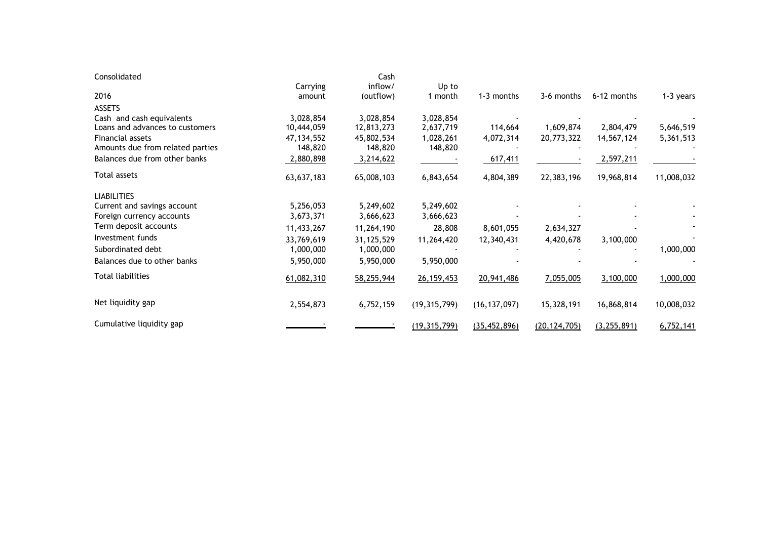Consolidated

| 2016 | Carrying amount | Cash inflow/ (outflow) | Up to 1 month | 1-3 months | 3-6 months | 6-12 months | 1-3 years |
|---|---|---|---|---|---|---|---|
| ASSETS | | | | | | | |
| Cash and cash equivalents | 3,028,854 | 3,028,854 | 3,028,854 | - | - | - | - |
| Loans and advances to customers | 10,444,059 | 12,813,273 | 2,637,719 | 114,664 | 1,609,874 | 2,804,479 | 5,646,519 |
| Financial assets | 47,134,552 | 45,802,534 | 1,028,261 | 4,072,314 | 20,773,322 | 14,567,124 | 5,361,513 |
| Amounts due from related parties | 148,820 | 148,820 | 148,820 | - | - | - | - |
| Balances due from other banks | 2,880,898 | 3,214,622 | - | 617,411 | - | 2,597,211 | - |
| Total assets | 63,637,183 | 65,008,103 | 6,843,654 | 4,804,389 | 22,383,196 | 19,968,814 | 11,008,032 |
| LIABILITIES | | | | | | | |
| Current and savings account | 5,256,053 | 5,249,602 | 5,249,602 | - | - | - | - |
| Foreign currency accounts | 3,673,371 | 3,666,623 | 3,666,623 | - | - | - | - |
| Term deposit accounts | 11,433,267 | 11,264,190 | 28,808 | 8,601,055 | 2,634,327 | - | - |
| Investment funds | 33,769,619 | 31,125,529 | 11,264,420 | 12,340,431 | 4,420,678 | 3,100,000 | - |
| Subordinated debt | 1,000,000 | 1,000,000 | - | - | - | - | 1,000,000 |
| Balances due to other banks | 5,950,000 | 5,950,000 | 5,950,000 | - | - | - | - |
| Total liabilities | 61,082,310 | 58,255,944 | 26,159,453 | 20,941,486 | 7,055,005 | 3,100,000 | 1,000,000 |
| Net liquidity gap | 2,554,873 | 6,752,159 | (19,315,799) | (16,137,097) | 15,328,191 | 16,868,814 | 10,008,032 |
| Cumulative liquidity gap | - | - | (19,315,799) | (35,452,896) | (20,124,705) | (3,255,891) | 6,752,141 |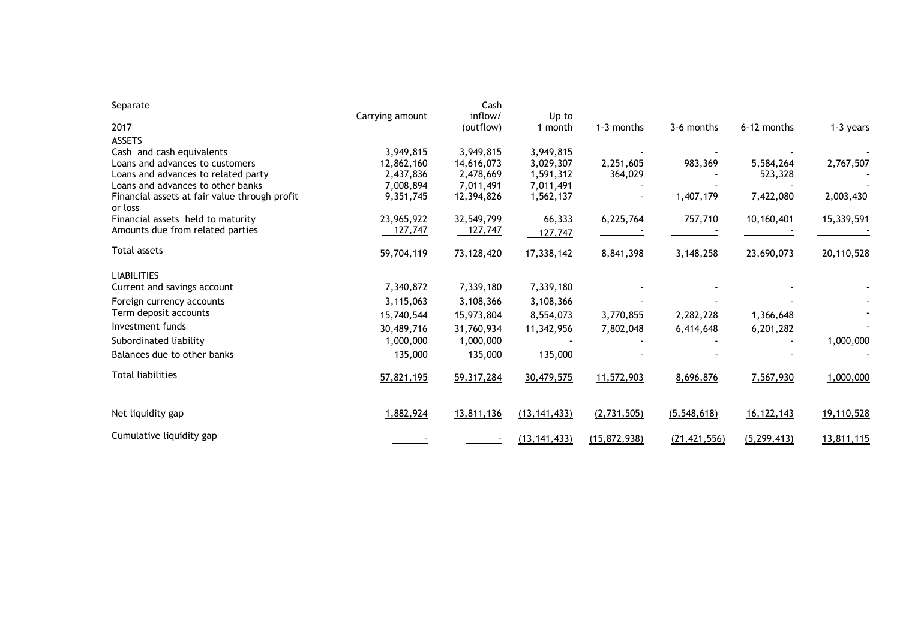Separate

| 2017 | Carrying amount | Cash inflow/ (outflow) | Up to 1 month | 1-3 months | 3-6 months | 6-12 months | 1-3 years |
|---|---|---|---|---|---|---|---|
| **ASSETS** | | | | | | | |
| Cash and cash equivalents | 3,949,815 | 3,949,815 | 3,949,815 | - | - | - | - |
| Loans and advances to customers | 12,862,160 | 14,616,073 | 3,029,307 | 2,251,605 | 983,369 | 5,584,264 | 2,767,507 |
| Loans and advances to related party | 2,437,836 | 2,478,669 | 1,591,312 | 364,029 | - | 523,328 | - |
| Loans and advances to other banks | 7,008,894 | 7,011,491 | 7,011,491 | - | - | - | - |
| Financial assets at fair value through profit or loss | 9,351,745 | 12,394,826 | 1,562,137 | - | 1,407,179 | 7,422,080 | 2,003,430 |
| Financial assets held to maturity | 23,965,922 | 32,549,799 | 66,333 | 6,225,764 | 757,710 | 10,160,401 | 15,339,591 |
| Amounts due from related parties | 127,747 | 127,747 | 127,747 | - | - | - | - |
| Total assets | 59,704,119 | 73,128,420 | 17,338,142 | 8,841,398 | 3,148,258 | 23,690,073 | 20,110,528 |
| **LIABILITIES** | | | | | | | |
| Current and savings account | 7,340,872 | 7,339,180 | 7,339,180 | - | - | - | - |
| Foreign currency accounts | 3,115,063 | 3,108,366 | 3,108,366 | - | - | - | - |
| Term deposit accounts | 15,740,544 | 15,973,804 | 8,554,073 | 3,770,855 | 2,282,228 | 1,366,648 | - |
| Investment funds | 30,489,716 | 31,760,934 | 11,342,956 | 7,802,048 | 6,414,648 | 6,201,282 | - |
| Subordinated liability | 1,000,000 | 1,000,000 | - | - | - | - | 1,000,000 |
| Balances due to other banks | 135,000 | 135,000 | 135,000 | - | - | - | - |
| Total liabilities | 57,821,195 | 59,317,284 | 30,479,575 | 11,572,903 | 8,696,876 | 7,567,930 | 1,000,000 |
| Net liquidity gap | 1,882,924 | 13,811,136 | (13,141,433) | (2,731,505) | (5,548,618) | 16,122,143 | 19,110,528 |
| Cumulative liquidity gap | - | - | (13,141,433) | (15,872,938) | (21,421,556) | (5,299,413) | 13,811,115 |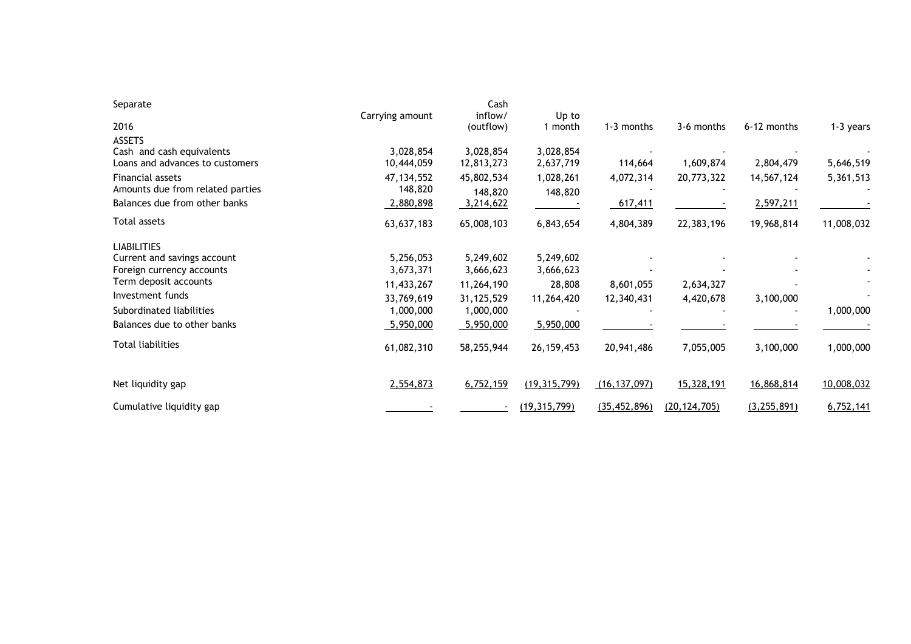| Separate | Carrying amount | Cash inflow/ (outflow) | Up to 1 month | 1-3 months | 3-6 months | 6-12 months | 1-3 years |
|---|---|---|---|---|---|---|---|
| **2016** | | | | | | | |
| **ASSETS** | | | | | | | |
| Cash and cash equivalents | 3,028,854 | 3,028,854 | 3,028,854 | - | - | - | - |
| Loans and advances to customers | 10,444,059 | 12,813,273 | 2,637,719 | 114,664 | 1,609,874 | 2,804,479 | 5,646,519 |
| Financial assets | 47,134,552 | 45,802,534 | 1,028,261 | 4,072,314 | 20,773,322 | 14,567,124 | 5,361,513 |
| Amounts due from related parties | 148,820 | 148,820 | 148,820 | - | - | - | - |
| Balances due from other banks | 2,880,898 | 3,214,622 | - | 617,411 | - | 2,597,211 | - |
| Total assets | 63,637,183 | 65,008,103 | 6,843,654 | 4,804,389 | 22,383,196 | 19,968,814 | 11,008,032 |
| **LIABILITIES** | | | | | | | |
| Current and savings account | 5,256,053 | 5,249,602 | 5,249,602 | - | - | - | - |
| Foreign currency accounts | 3,673,371 | 3,666,623 | 3,666,623 | - | - | - | - |
| Term deposit accounts | 11,433,267 | 11,264,190 | 28,808 | 8,601,055 | 2,634,327 | - | - |
| Investment funds | 33,769,619 | 31,125,529 | 11,264,420 | 12,340,431 | 4,420,678 | 3,100,000 | - |
| Subordinated liabilities | 1,000,000 | 1,000,000 | - | - | - | - | 1,000,000 |
| Balances due to other banks | 5,950,000 | 5,950,000 | 5,950,000 | - | - | - | - |
| Total liabilities | 61,082,310 | 58,255,944 | 26,159,453 | 20,941,486 | 7,055,005 | 3,100,000 | 1,000,000 |
| Net liquidity gap | 2,554,873 | 6,752,159 | (19,315,799) | (16,137,097) | 15,328,191 | 16,868,814 | 10,008,032 |
| Cumulative liquidity gap | - | - | (19,315,799) | (35,452,896) | (20,124,705) | (3,255,891) | 6,752,141 |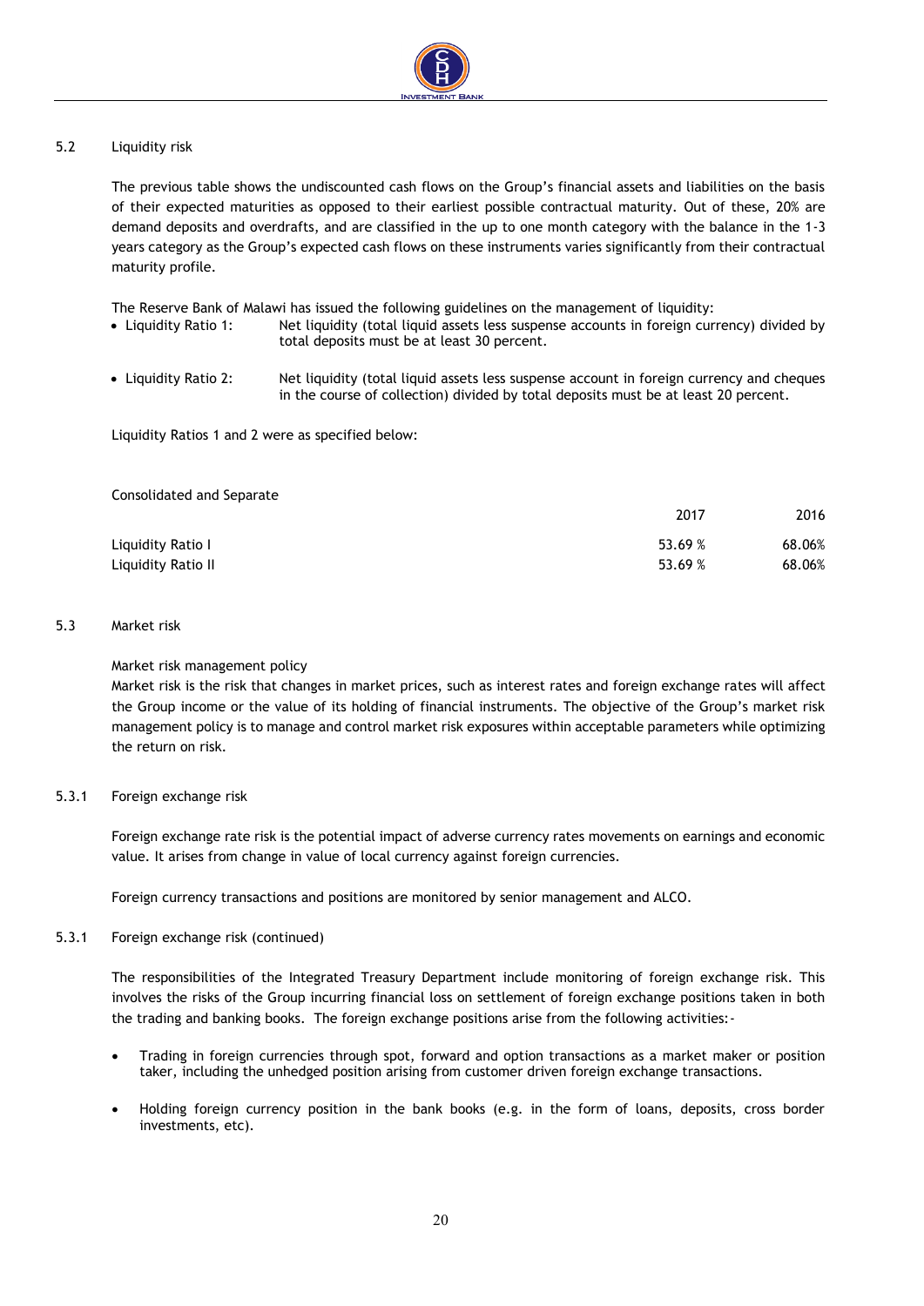## 5.2 Liquidity risk

The previous table shows the undiscounted cash flows on the Group's financial assets and liabilities on the basis of their expected maturities as opposed to their earliest possible contractual maturity. Out of these, 20% are demand deposits and overdrafts, and are classified in the up to one month category with the balance in the 1-3 years category as the Group's expected cash flows on these instruments varies significantly from their contractual maturity profile.

The Reserve Bank of Malawi has issued the following guidelines on the management of liquidity:

- Liquidity Ratio 1: Net liquidity (total liquid assets less suspense accounts in foreign currency) divided by total deposits must be at least 30 percent.
- Liquidity Ratio 2: Net liquidity (total liquid assets less suspense account in foreign currency and cheques in the course of collection) divided by total deposits must be at least 20 percent.

Liquidity Ratios 1 and 2 were as specified below:

Consolidated and Separate

| | 2017 | 2016 |
|---|---|---|
| Liquidity Ratio I | 53.69 % | 68.06% |
| Liquidity Ratio II | 53.69 % | 68.06% |

## 5.3 Market risk

Market risk management policy

Market risk is the risk that changes in market prices, such as interest rates and foreign exchange rates will affect the Group income or the value of its holding of financial instruments. The objective of the Group's market risk management policy is to manage and control market risk exposures within acceptable parameters while optimizing the return on risk.

### 5.3.1 Foreign exchange risk

Foreign exchange rate risk is the potential impact of adverse currency rates movements on earnings and economic value. It arises from change in value of local currency against foreign currencies.

Foreign currency transactions and positions are monitored by senior management and ALCO.

### 5.3.1 Foreign exchange risk (continued)

The responsibilities of the Integrated Treasury Department include monitoring of foreign exchange risk. This involves the risks of the Group incurring financial loss on settlement of foreign exchange positions taken in both the trading and banking books. The foreign exchange positions arise from the following activities:-

- Trading in foreign currencies through spot, forward and option transactions as a market maker or position taker, including the unhedged position arising from customer driven foreign exchange transactions.
- Holding foreign currency position in the bank books (e.g. in the form of loans, deposits, cross border investments, etc).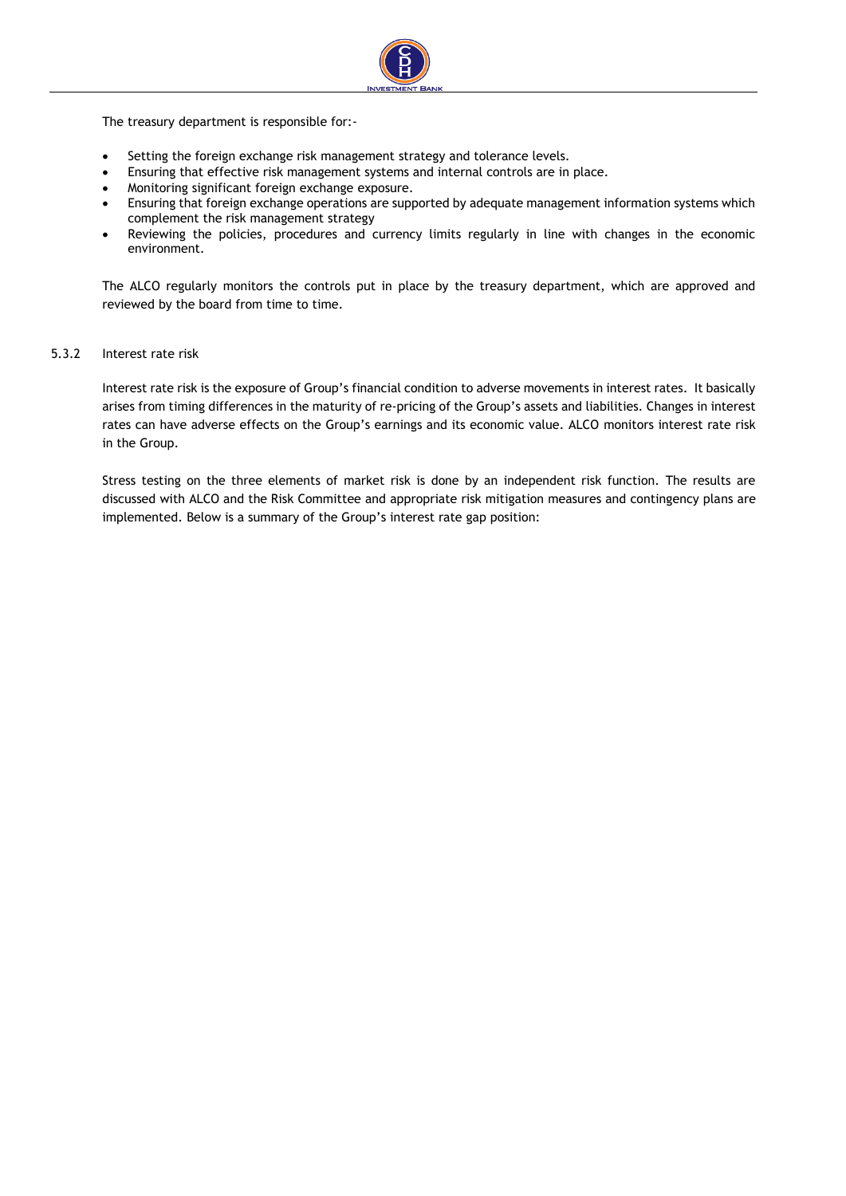The treasury department is responsible for:-

- Setting the foreign exchange risk management strategy and tolerance levels.
- Ensuring that effective risk management systems and internal controls are in place.
- Monitoring significant foreign exchange exposure.
- Ensuring that foreign exchange operations are supported by adequate management information systems which complement the risk management strategy
- Reviewing the policies, procedures and currency limits regularly in line with changes in the economic environment.

The ALCO regularly monitors the controls put in place by the treasury department, which are approved and reviewed by the board from time to time.

### 5.3.2 Interest rate risk

Interest rate risk is the exposure of Group's financial condition to adverse movements in interest rates. It basically arises from timing differences in the maturity of re-pricing of the Group's assets and liabilities. Changes in interest rates can have adverse effects on the Group's earnings and its economic value. ALCO monitors interest rate risk in the Group.

Stress testing on the three elements of market risk is done by an independent risk function. The results are discussed with ALCO and the Risk Committee and appropriate risk mitigation measures and contingency plans are implemented. Below is a summary of the Group's interest rate gap position: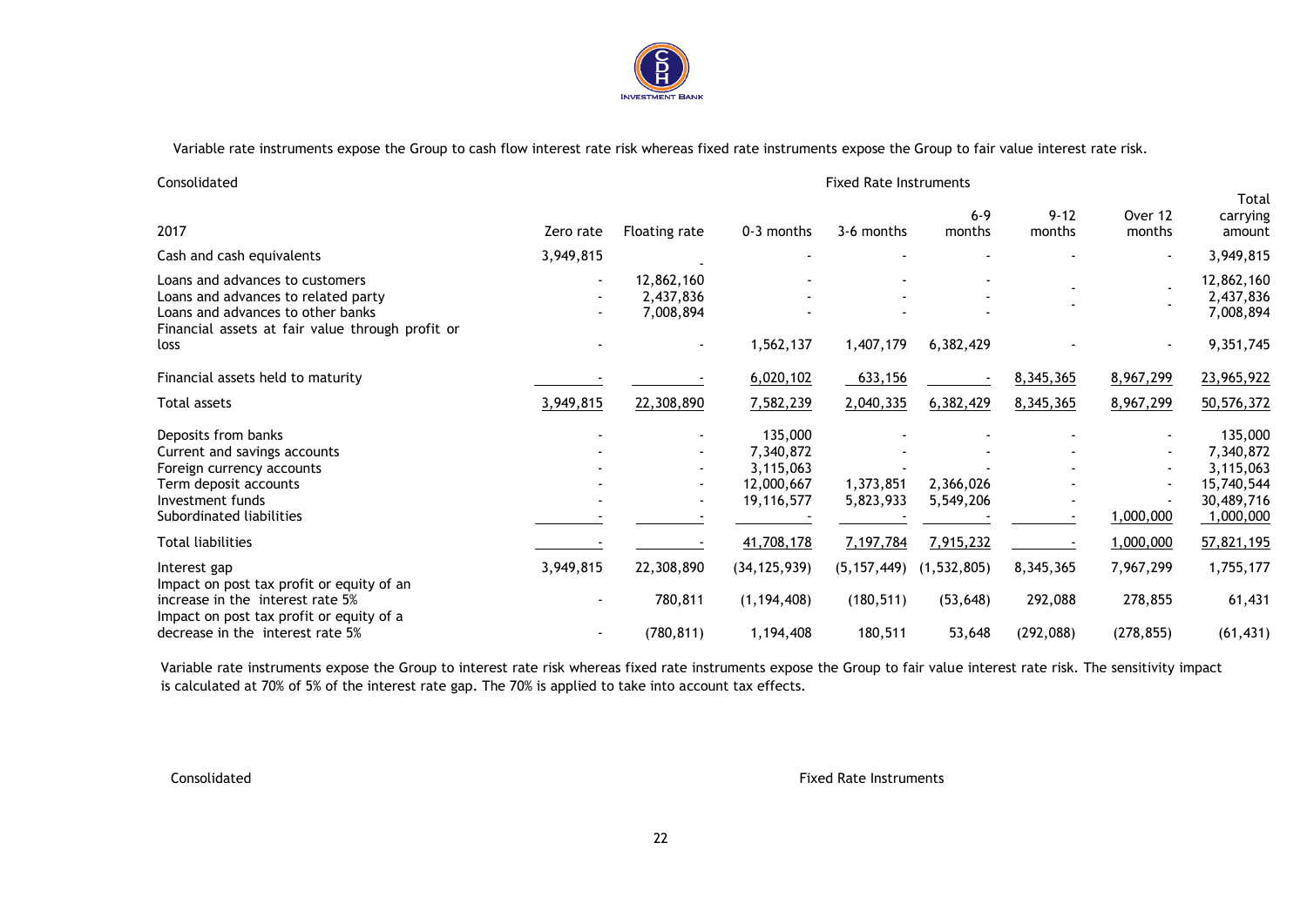Variable rate instruments expose the Group to cash flow interest rate risk whereas fixed rate instruments expose the Group to fair value interest rate risk.

| Consolidated | | | Fixed Rate Instruments | | | | | |
|---|---|---|---|---|---|---|---|---|
| 2017 | Zero rate | Floating rate | 0-3 months | 3-6 months | 6-9 months | 9-12 months | Over 12 months | Total carrying amount |
| Cash and cash equivalents | 3,949,815 | - | - | - | - | - | - | 3,949,815 |
| Loans and advances to customers | - | 12,862,160 | - | - | - | - | - | 12,862,160 |
| Loans and advances to related party | - | 2,437,836 | - | - | - | - | - | 2,437,836 |
| Loans and advances to other banks | - | 7,008,894 | - | - | - | | | 7,008,894 |
| Financial assets at fair value through profit or loss | - | - | 1,562,137 | 1,407,179 | 6,382,429 | - | - | 9,351,745 |
| Financial assets held to maturity | - | - | 6,020,102 | 633,156 | - | 8,345,365 | 8,967,299 | 23,965,922 |
| Total assets | 3,949,815 | 22,308,890 | 7,582,239 | 2,040,335 | 6,382,429 | 8,345,365 | 8,967,299 | 50,576,372 |
| Deposits from banks | - | - | 135,000 | - | - | - | - | 135,000 |
| Current and savings accounts | - | - | 7,340,872 | - | - | - | - | 7,340,872 |
| Foreign currency accounts | - | - | 3,115,063 | - | - | - | - | 3,115,063 |
| Term deposit accounts | - | - | 12,000,667 | 1,373,851 | 2,366,026 | - | - | 15,740,544 |
| Investment funds | - | - | 19,116,577 | 5,823,933 | 5,549,206 | - | - | 30,489,716 |
| Subordinated liabilities | - | - | - | - | - | - | 1,000,000 | 1,000,000 |
| Total liabilities | - | - | 41,708,178 | 7,197,784 | 7,915,232 | - | 1,000,000 | 57,821,195 |
| Interest gap | 3,949,815 | 22,308,890 | (34,125,939) | (5,157,449) | (1,532,805) | 8,345,365 | 7,967,299 | 1,755,177 |
| Impact on post tax profit or equity of an increase in the interest rate 5% | - | 780,811 | (1,194,408) | (180,511) | (53,648) | 292,088 | 278,855 | 61,431 |
| Impact on post tax profit or equity of a decrease in the interest rate 5% | - | (780,811) | 1,194,408 | 180,511 | 53,648 | (292,088) | (278,855) | (61,431) |

Variable rate instruments expose the Group to interest rate risk whereas fixed rate instruments expose the Group to fair value interest rate risk. The sensitivity impact is calculated at 70% of 5% of the interest rate gap. The 70% is applied to take into account tax effects.

Consolidated Fixed Rate Instruments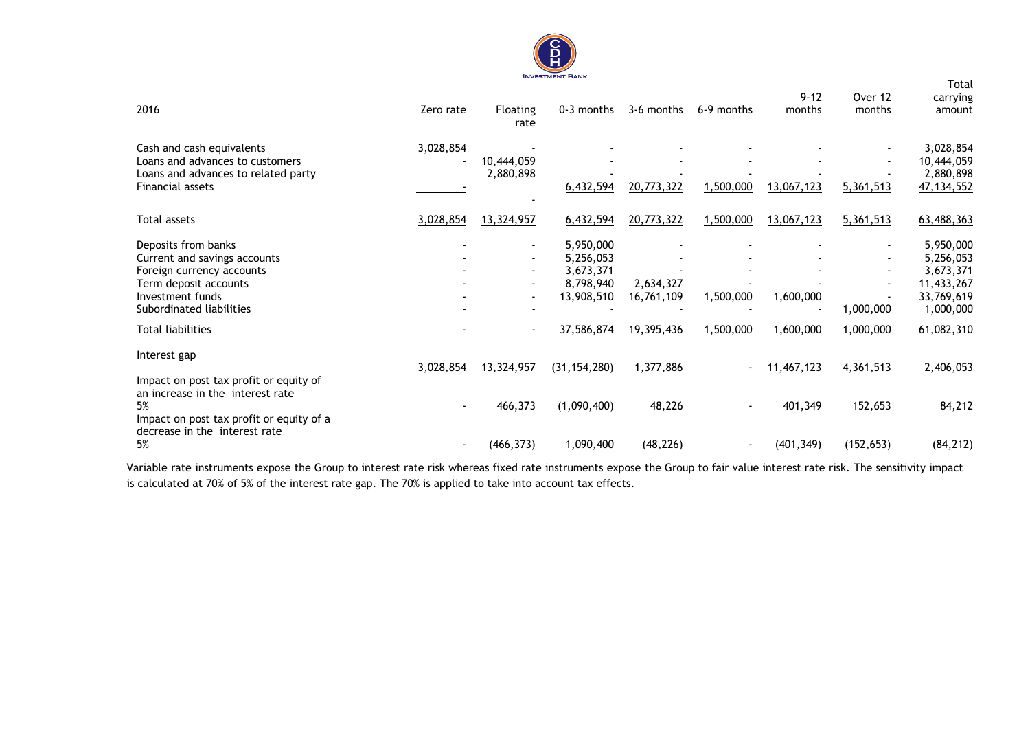| 2016 | Zero rate | Floating rate | 0-3 months | 3-6 months | 6-9 months | 9-12 months | Over 12 months | Total carrying amount |
|---|---|---|---|---|---|---|---|---|
| Cash and cash equivalents | 3,028,854 | - | - | - | - | - | - | 3,028,854 |
| Loans and advances to customers | - | 10,444,059 | - | - | - | - | - | 10,444,059 |
| Loans and advances to related party | | 2,880,898 | - | - | - | - | - | 2,880,898 |
| Financial assets | - | - | 6,432,594 | 20,773,322 | 1,500,000 | 13,067,123 | 5,361,513 | 47,134,552 |
| Total assets | 3,028,854 | 13,324,957 | 6,432,594 | 20,773,322 | 1,500,000 | 13,067,123 | 5,361,513 | 63,488,363 |
| Deposits from banks | - | - | 5,950,000 | - | - | - | - | 5,950,000 |
| Current and savings accounts | - | - | 5,256,053 | - | - | - | - | 5,256,053 |
| Foreign currency accounts | - | - | 3,673,371 | - | - | - | - | 3,673,371 |
| Term deposit accounts | - | - | 8,798,940 | 2,634,327 | - | - | - | 11,433,267 |
| Investment funds | - | - | 13,908,510 | 16,761,109 | 1,500,000 | 1,600,000 | - | 33,769,619 |
| Subordinated liabilities | - | - | - | - | - | - | 1,000,000 | 1,000,000 |
| Total liabilities | - | - | 37,586,874 | 19,395,436 | 1,500,000 | 1,600,000 | 1,000,000 | 61,082,310 |
| Interest gap | 3,028,854 | 13,324,957 | (31,154,280) | 1,377,886 | - | 11,467,123 | 4,361,513 | 2,406,053 |
| Impact on post tax profit or equity of an increase in the interest rate 5% | - | 466,373 | (1,090,400) | 48,226 | - | 401,349 | 152,653 | 84,212 |
| Impact on post tax profit or equity of a decrease in the interest rate 5% | - | (466,373) | 1,090,400 | (48,226) | - | (401,349) | (152,653) | (84,212) |

Variable rate instruments expose the Group to interest rate risk whereas fixed rate instruments expose the Group to fair value interest rate risk. The sensitivity impact is calculated at 70% of 5% of the interest rate gap. The 70% is applied to take into account tax effects.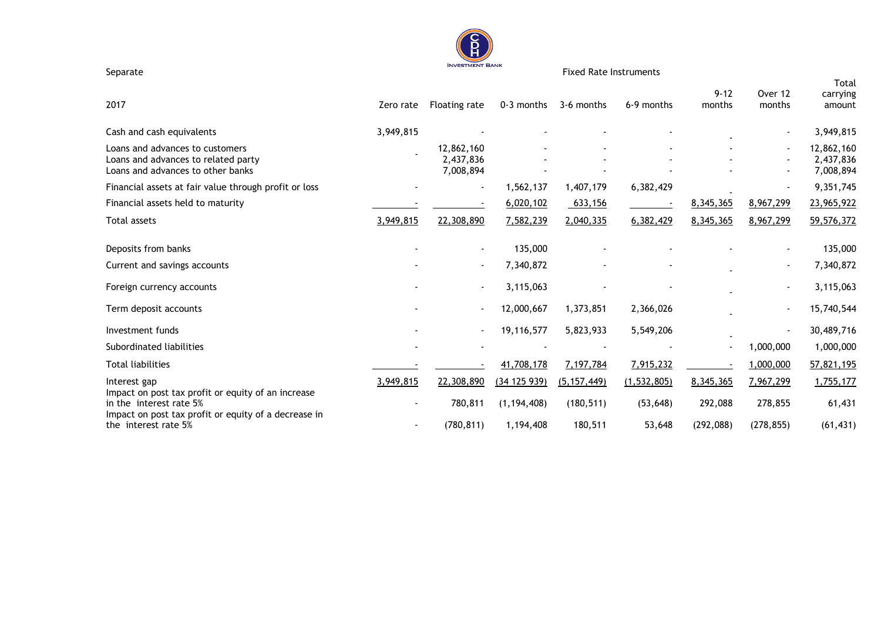Separate

| 2017 | Zero rate | Floating rate | Fixed Rate Instruments | | | | | Total carrying amount |
|---|---|---|---|---|---|---|---|---|
| | | | 0-3 months | 3-6 months | 6-9 months | 9-12 months | Over 12 months | |
| Cash and cash equivalents | 3,949,815 | - | - | - | - | - | - | 3,949,815 |
| Loans and advances to customers | - | 12,862,160 | - | - | - | - | - | 12,862,160 |
| Loans and advances to related party | | 2,437,836 | - | - | - | - | - | 2,437,836 |
| Loans and advances to other banks | | 7,008,894 | - | - | - | - | - | 7,008,894 |
| Financial assets at fair value through profit or loss | - | - | 1,562,137 | 1,407,179 | 6,382,429 | - | - | 9,351,745 |
| Financial assets held to maturity | - | - | 6,020,102 | 633,156 | - | 8,345,365 | 8,967,299 | 23,965,922 |
| Total assets | 3,949,815 | 22,308,890 | 7,582,239 | 2,040,335 | 6,382,429 | 8,345,365 | 8,967,299 | 59,576,372 |
| Deposits from banks | - | - | 135,000 | - | - | - | - | 135,000 |
| Current and savings accounts | - | - | 7,340,872 | - | - | - | - | 7,340,872 |
| Foreign currency accounts | - | - | 3,115,063 | - | - | - | - | 3,115,063 |
| Term deposit accounts | - | - | 12,000,667 | 1,373,851 | 2,366,026 | - | - | 15,740,544 |
| Investment funds | - | - | 19,116,577 | 5,823,933 | 5,549,206 | - | - | 30,489,716 |
| Subordinated liabilities | - | - | - | - | - | - | 1,000,000 | 1,000,000 |
| Total liabilities | - | - | 41,708,178 | 7,197,784 | 7,915,232 | - | 1,000,000 | 57,821,195 |
| Interest gap | 3,949,815 | 22,308,890 | (34 125 939) | (5,157,449) | (1,532,805) | 8,345,365 | 7,967,299 | 1,755,177 |
| Impact on post tax profit or equity of an increase in the interest rate 5% | - | 780,811 | (1,194,408) | (180,511) | (53,648) | 292,088 | 278,855 | 61,431 |
| Impact on post tax profit or equity of a decrease in the interest rate 5% | - | (780,811) | 1,194,408 | 180,511 | 53,648 | (292,088) | (278,855) | (61,431) |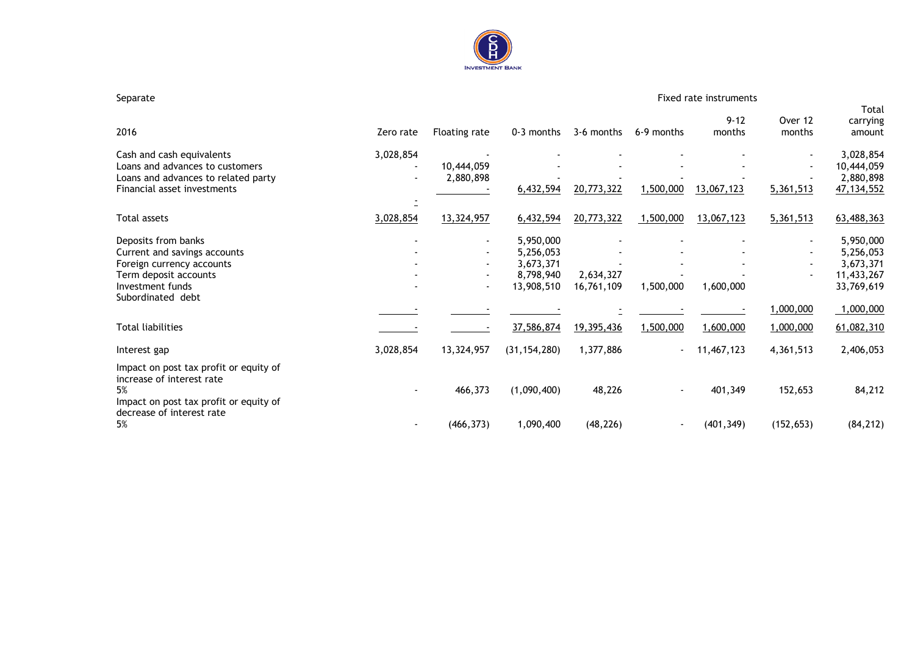Separate

| 2016 | Zero rate | Floating rate | Fixed rate instruments 0-3 months | 3-6 months | 6-9 months | 9-12 months | Over 12 months | Total carrying amount |
|---|---|---|---|---|---|---|---|---|
| Cash and cash equivalents | 3,028,854 | - | - | - | - | - | - | 3,028,854 |
| Loans and advances to customers | - | 10,444,059 | - | - | - | - | - | 10,444,059 |
| Loans and advances to related party | - | 2,880,898 | - | - | - | - | - | 2,880,898 |
| Financial asset investments | - | - | 6,432,594 | 20,773,322 | 1,500,000 | 13,067,123 | 5,361,513 | 47,134,552 |
| Total assets | 3,028,854 | 13,324,957 | 6,432,594 | 20,773,322 | 1,500,000 | 13,067,123 | 5,361,513 | 63,488,363 |
| Deposits from banks | - | - | 5,950,000 | - | - | - | - | 5,950,000 |
| Current and savings accounts | - | - | 5,256,053 | - | - | - | - | 5,256,053 |
| Foreign currency accounts | - | - | 3,673,371 | - | - | - | - | 3,673,371 |
| Term deposit accounts | - | - | 8,798,940 | 2,634,327 | - | - | - | 11,433,267 |
| Investment funds | - | - | 13,908,510 | 16,761,109 | 1,500,000 | 1,600,000 | | 33,769,619 |
| Subordinated debt | - | - | - | - | - | - | 1,000,000 | 1,000,000 |
| Total liabilities | - | - | 37,586,874 | 19,395,436 | 1,500,000 | 1,600,000 | 1,000,000 | 61,082,310 |
| Interest gap | 3,028,854 | 13,324,957 | (31,154,280) | 1,377,886 | - | 11,467,123 | 4,361,513 | 2,406,053 |
| Impact on post tax profit or equity of increase of interest rate 5% | - | 466,373 | (1,090,400) | 48,226 | - | 401,349 | 152,653 | 84,212 |
| Impact on post tax profit or equity of decrease of interest rate 5% | - | (466,373) | 1,090,400 | (48,226) | - | (401,349) | (152,653) | (84,212) |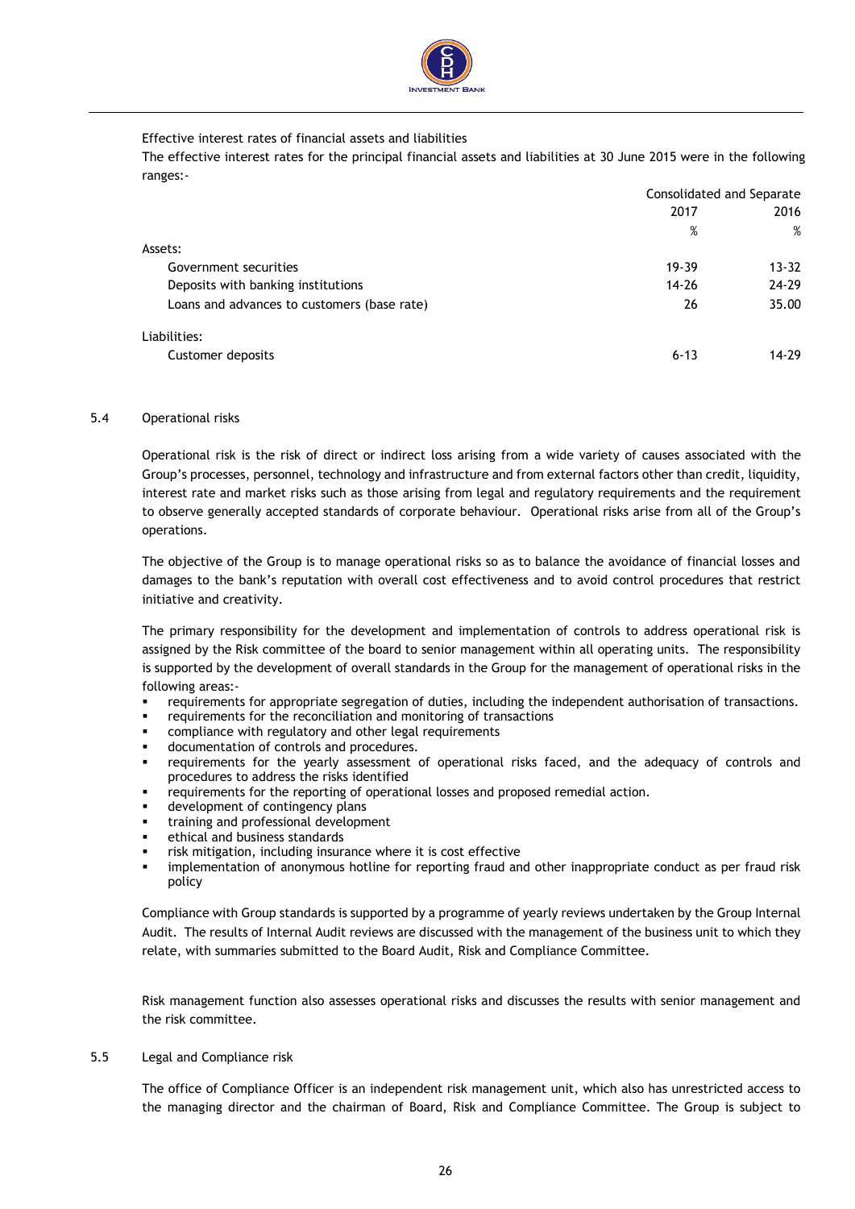Effective interest rates of financial assets and liabilities

The effective interest rates for the principal financial assets and liabilities at 30 June 2015 were in the following ranges:-

| | Consolidated and Separate | |
|---|---|---|
| | 2017 | 2016 |
| | % | % |
| Assets: | | |
| Government securities | 19-39 | 13-32 |
| Deposits with banking institutions | 14-26 | 24-29 |
| Loans and advances to customers (base rate) | 26 | 35.00 |
| Liabilities: | | |
| Customer deposits | 6-13 | 14-29 |

## 5.4 Operational risks

Operational risk is the risk of direct or indirect loss arising from a wide variety of causes associated with the Group's processes, personnel, technology and infrastructure and from external factors other than credit, liquidity, interest rate and market risks such as those arising from legal and regulatory requirements and the requirement to observe generally accepted standards of corporate behaviour. Operational risks arise from all of the Group's operations.

The objective of the Group is to manage operational risks so as to balance the avoidance of financial losses and damages to the bank's reputation with overall cost effectiveness and to avoid control procedures that restrict initiative and creativity.

The primary responsibility for the development and implementation of controls to address operational risk is assigned by the Risk committee of the board to senior management within all operating units. The responsibility is supported by the development of overall standards in the Group for the management of operational risks in the following areas:-

- requirements for appropriate segregation of duties, including the independent authorisation of transactions.
- requirements for the reconciliation and monitoring of transactions
- compliance with regulatory and other legal requirements
- documentation of controls and procedures.
- requirements for the yearly assessment of operational risks faced, and the adequacy of controls and procedures to address the risks identified
- requirements for the reporting of operational losses and proposed remedial action.
- development of contingency plans
- training and professional development
- ethical and business standards
- risk mitigation, including insurance where it is cost effective
- implementation of anonymous hotline for reporting fraud and other inappropriate conduct as per fraud risk policy

Compliance with Group standards is supported by a programme of yearly reviews undertaken by the Group Internal Audit. The results of Internal Audit reviews are discussed with the management of the business unit to which they relate, with summaries submitted to the Board Audit, Risk and Compliance Committee.

Risk management function also assesses operational risks and discusses the results with senior management and the risk committee.

## 5.5 Legal and Compliance risk

The office of Compliance Officer is an independent risk management unit, which also has unrestricted access to the managing director and the chairman of Board, Risk and Compliance Committee. The Group is subject to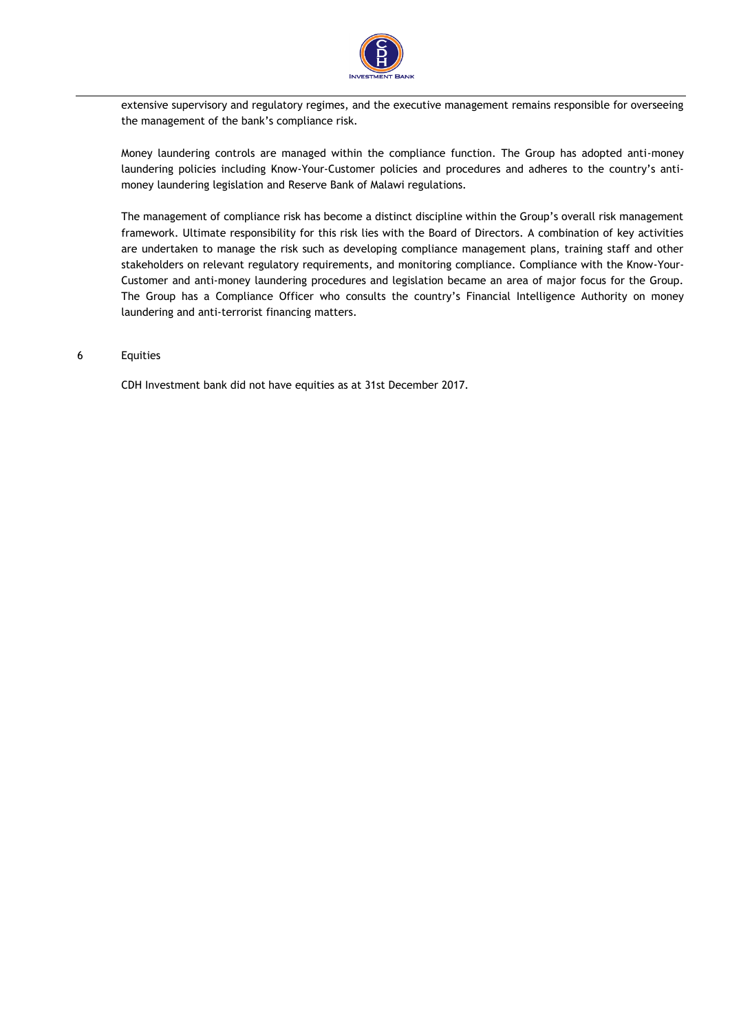extensive supervisory and regulatory regimes, and the executive management remains responsible for overseeing the management of the bank's compliance risk.

Money laundering controls are managed within the compliance function. The Group has adopted anti-money laundering policies including Know-Your-Customer policies and procedures and adheres to the country's anti-money laundering legislation and Reserve Bank of Malawi regulations.

The management of compliance risk has become a distinct discipline within the Group's overall risk management framework. Ultimate responsibility for this risk lies with the Board of Directors. A combination of key activities are undertaken to manage the risk such as developing compliance management plans, training staff and other stakeholders on relevant regulatory requirements, and monitoring compliance. Compliance with the Know-Your-Customer and anti-money laundering procedures and legislation became an area of major focus for the Group. The Group has a Compliance Officer who consults the country's Financial Intelligence Authority on money laundering and anti-terrorist financing matters.

## 6 Equities

CDH Investment bank did not have equities as at 31st December 2017.